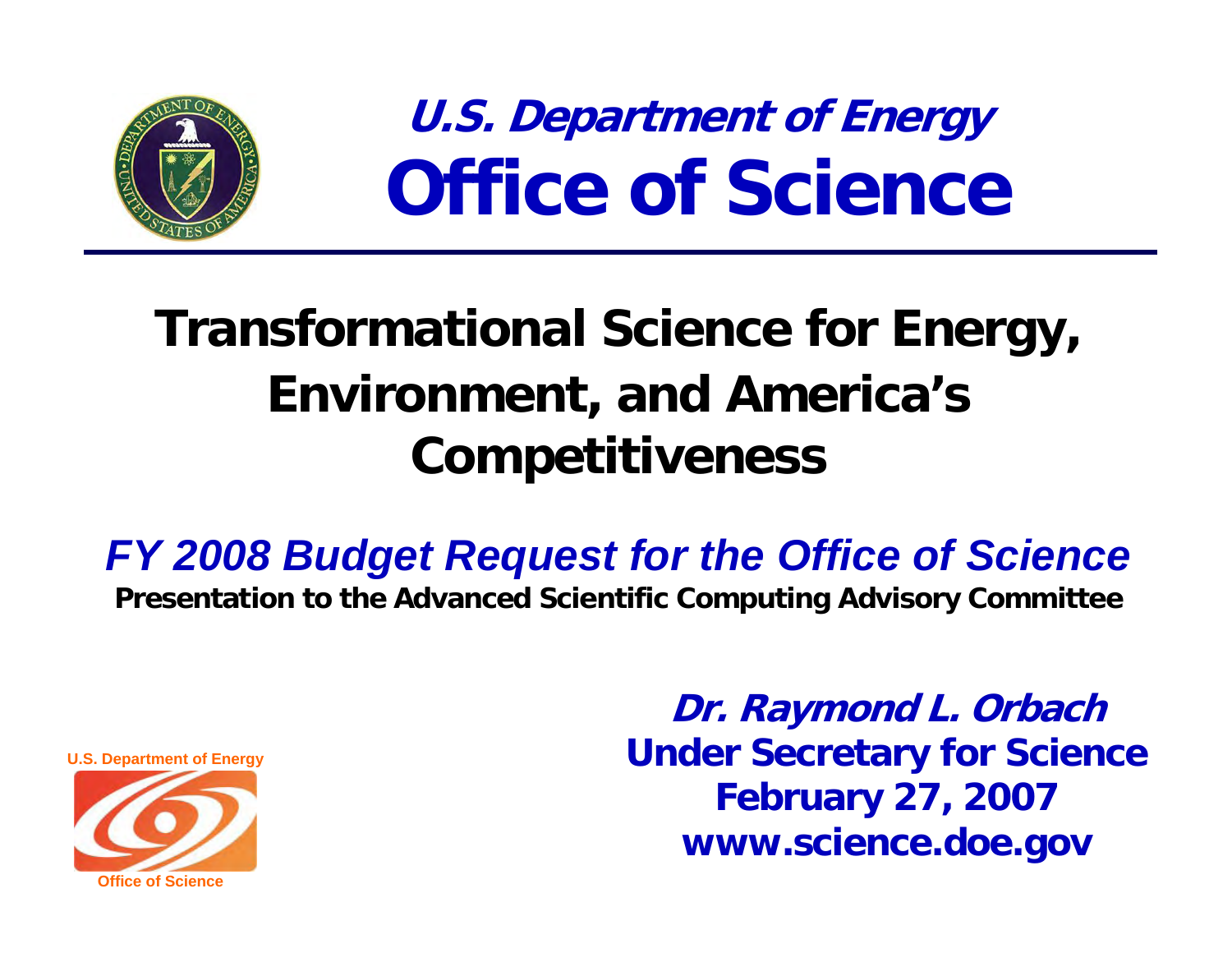**U.S. Department of Energy**

# Office of Science

## Transformational Science for Energy, Environment, and America's Competitiveness

***FY 2008 Budget Request for the Office of Science***

**Presentation to the Advanced Scientific Computing Advisory Committee**

U.S. Department of Energy

Office of Science

***Dr. Raymond L. Orbach***

**Under Secretary for Science**

**February 27, 2007**

**www.science.doe.gov**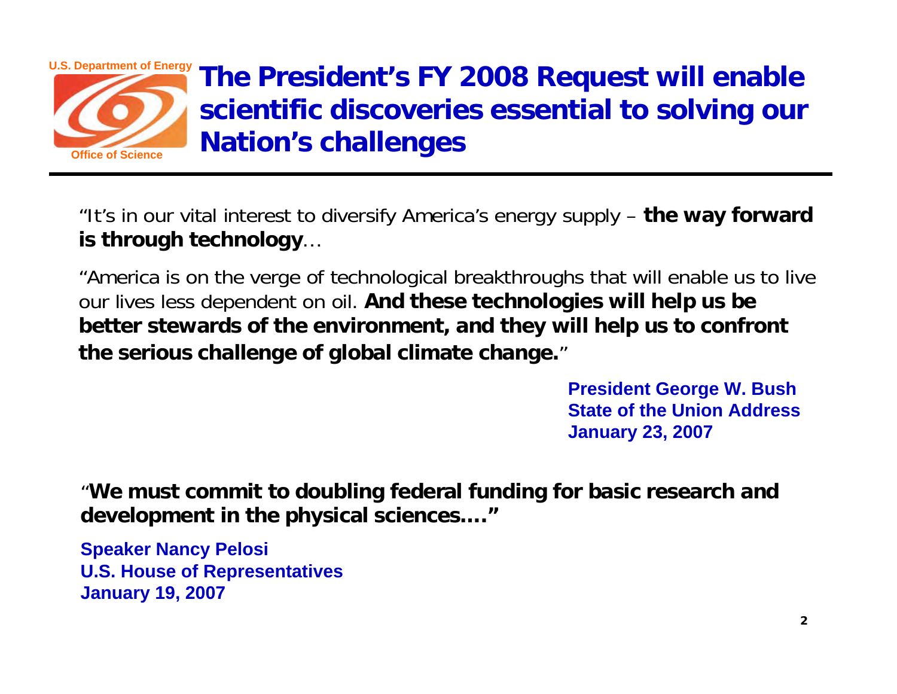U.S. Department of Energy

Office of Science

# The President's FY 2008 Request will enable scientific discoveries essential to solving our Nation's challenges

"It's in our vital interest to diversify America's energy supply – **the way forward is through technology**…

"America is on the verge of technological breakthroughs that will enable us to live our lives less dependent on oil. **And these technologies will help us be better stewards of the environment, and they will help us to confront the serious challenge of global climate change.**"

**President George W. Bush**
**State of the Union Address**
**January 23, 2007**

"**We must commit to doubling federal funding for basic research and development in the physical sciences…."**

**Speaker Nancy Pelosi**
**U.S. House of Representatives**
**January 19, 2007**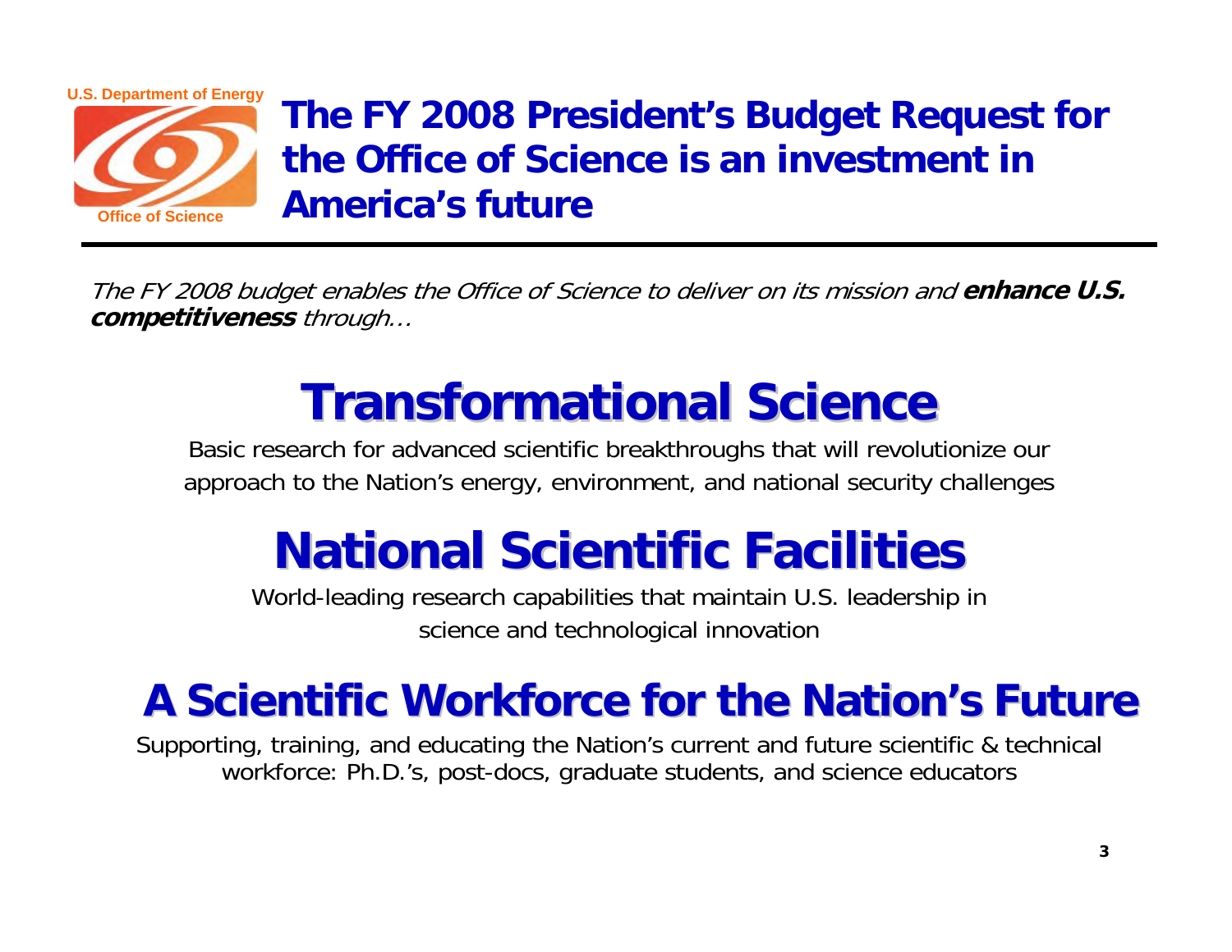U.S. Department of Energy

Office of Science

# The FY 2008 President's Budget Request for the Office of Science is an investment in America's future

*The FY 2008 budget enables the Office of Science to deliver on its mission and* ***enhance U.S. competitiveness*** *through…*

## Transformational Science

Basic research for advanced scientific breakthroughs that will revolutionize our approach to the Nation's energy, environment, and national security challenges

## National Scientific Facilities

World-leading research capabilities that maintain U.S. leadership in science and technological innovation

## A Scientific Workforce for the Nation's Future

Supporting, training, and educating the Nation's current and future scientific & technical workforce: Ph.D.'s, post-docs, graduate students, and science educators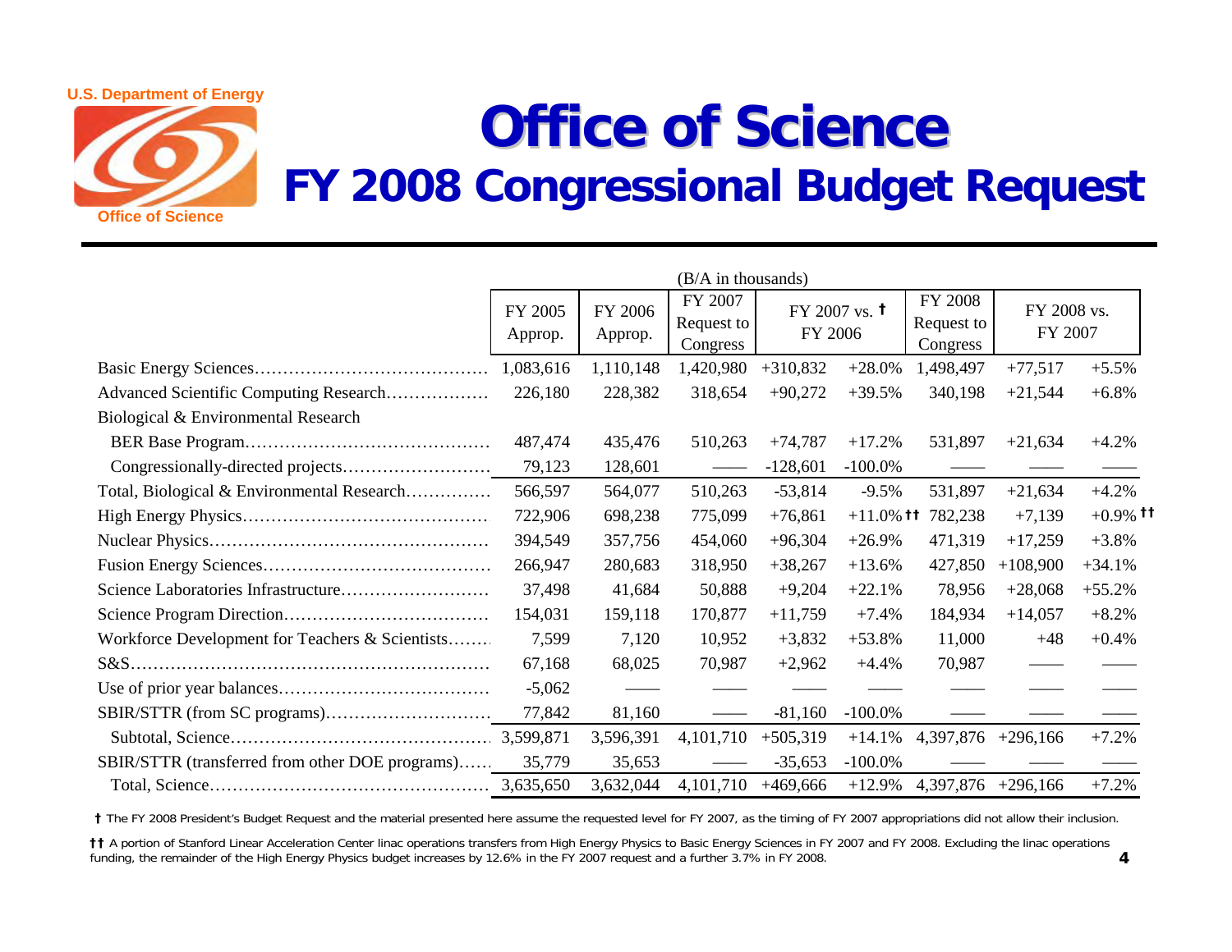U.S. Department of Energy

Office of Science

# Office of Science

## FY 2008 Congressional Budget Request

(B/A in thousands)

| | FY 2005 Approp. | FY 2006 Approp. | FY 2007 Request to Congress | FY 2007 vs. † FY 2006 | | FY 2008 Request to Congress | FY 2008 vs. FY 2007 | |
|---|---|---|---|---|---|---|---|---|
| Basic Energy Sciences | 1,083,616 | 1,110,148 | 1,420,980 | +310,832 | +28.0% | 1,498,497 | +77,517 | +5.5% |
| Advanced Scientific Computing Research | 226,180 | 228,382 | 318,654 | +90,272 | +39.5% | 340,198 | +21,544 | +6.8% |
| Biological & Environmental Research | | | | | | | | |
| BER Base Program | 487,474 | 435,476 | 510,263 | +74,787 | +17.2% | 531,897 | +21,634 | +4.2% |
| Congressionally-directed projects | 79,123 | 128,601 | —— | -128,601 | -100.0% | —— | —— | —— |
| Total, Biological & Environmental Research | 566,597 | 564,077 | 510,263 | -53,814 | -9.5% | 531,897 | +21,634 | +4.2% |
| High Energy Physics | 722,906 | 698,238 | 775,099 | +76,861 | +11.0% †† | 782,238 | +7,139 | +0.9% †† |
| Nuclear Physics | 394,549 | 357,756 | 454,060 | +96,304 | +26.9% | 471,319 | +17,259 | +3.8% |
| Fusion Energy Sciences | 266,947 | 280,683 | 318,950 | +38,267 | +13.6% | 427,850 | +108,900 | +34.1% |
| Science Laboratories Infrastructure | 37,498 | 41,684 | 50,888 | +9,204 | +22.1% | 78,956 | +28,068 | +55.2% |
| Science Program Direction | 154,031 | 159,118 | 170,877 | +11,759 | +7.4% | 184,934 | +14,057 | +8.2% |
| Workforce Development for Teachers & Scientists | 7,599 | 7,120 | 10,952 | +3,832 | +53.8% | 11,000 | +48 | +0.4% |
| S&S | 67,168 | 68,025 | 70,987 | +2,962 | +4.4% | 70,987 | —— | —— |
| Use of prior year balances | -5,062 | —— | —— | —— | —— | —— | —— | —— |
| SBIR/STTR (from SC programs) | 77,842 | 81,160 | —— | -81,160 | -100.0% | —— | —— | —— |
| Subtotal, Science | 3,599,871 | 3,596,391 | 4,101,710 | +505,319 | +14.1% | 4,397,876 | +296,166 | +7.2% |
| SBIR/STTR (transferred from other DOE programs) | 35,779 | 35,653 | —— | -35,653 | -100.0% | —— | —— | —— |
| Total, Science | 3,635,650 | 3,632,044 | 4,101,710 | +469,666 | +12.9% | 4,397,876 | +296,166 | +7.2% |

† The FY 2008 President's Budget Request and the material presented here assume the requested level for FY 2007, as the timing of FY 2007 appropriations did not allow their inclusion.

†† A portion of Stanford Linear Acceleration Center linac operations transfers from High Energy Physics to Basic Energy Sciences in FY 2007 and FY 2008. Excluding the linac operations funding, the remainder of the High Energy Physics budget increases by 12.6% in the FY 2007 request and a further 3.7% in FY 2008.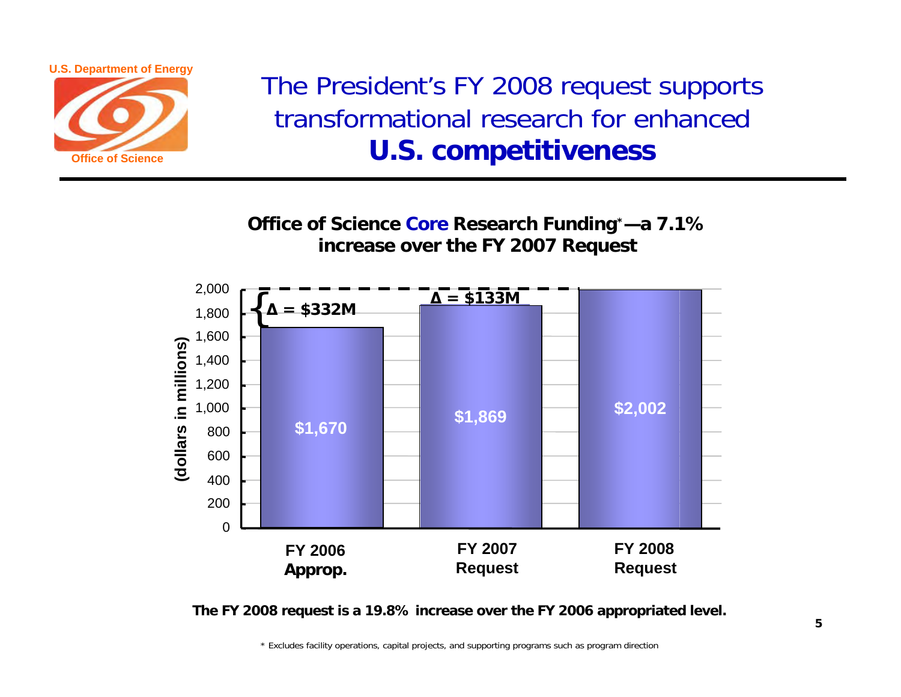# The President's FY 2008 request supports transformational research for enhanced **U.S. competitiveness**

U.S. Department of Energy
Office of Science

**Office of Science Core Research Funding*—a 7.1% increase over the FY 2007 Request**

| | FY 2006 Approp. | FY 2007 Request | FY 2008 Request |
|---|---|---|---|
| (dollars in millions) | $1,670 | $1,869 | $2,002 |

Δ = $332M

Δ = $133M

**The FY 2008 request is a 19.8% increase over the FY 2006 appropriated level.**

\* Excludes facility operations, capital projects, and supporting programs such as program direction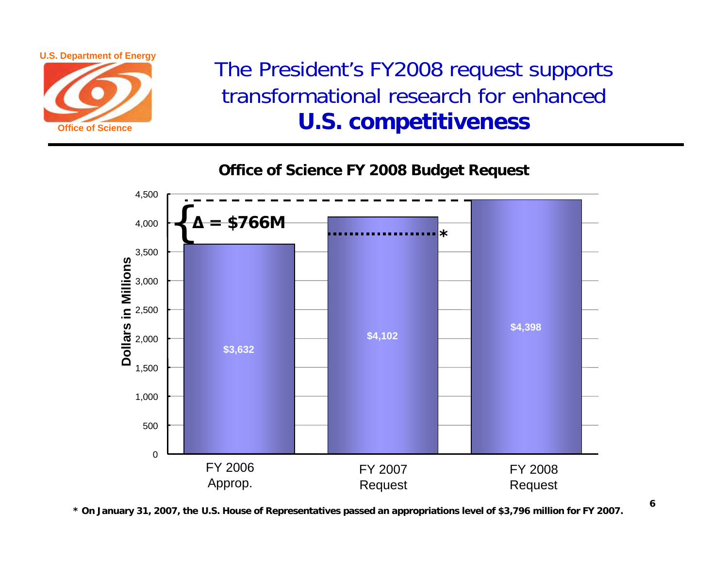# The President's FY2008 request supports transformational research for enhanced **U.S. competitiveness**

**Office of Science FY 2008 Budget Request**

| | Dollars in Millions |
|---|---|
| FY 2006 Approp. | $3,632 |
| FY 2007 Request | $4,102 |
| FY 2008 Request | $4,398 |

Δ = $766M

**\* On January 31, 2007, the U.S. House of Representatives passed an appropriations level of $3,796 million for FY 2007.**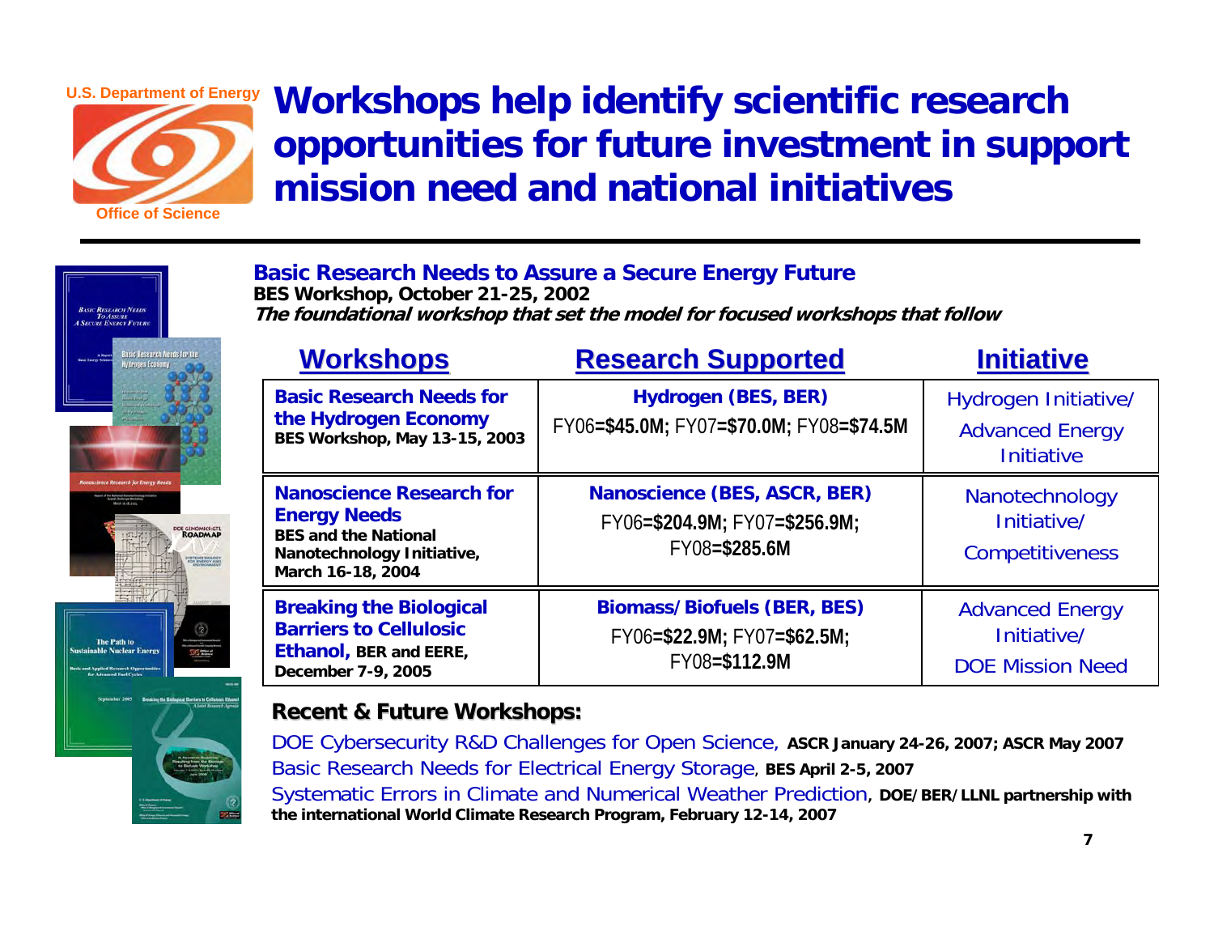# Workshops help identify scientific research opportunities for future investment in support mission need and national initiatives

**Basic Research Needs to Assure a Secure Energy Future**
**BES Workshop, October 21-25, 2002**
***The foundational workshop that set the model for focused workshops that follow***

| Workshops | Research Supported | Initiative |
|---|---|---|
| **Basic Research Needs for the Hydrogen Economy** **BES Workshop, May 13-15, 2003** | **Hydrogen (BES, BER)** FY06=**$45.0M**; FY07=**$70.0M**; FY08=**$74.5M** | Hydrogen Initiative/ Advanced Energy Initiative |
| **Nanoscience Research for Energy Needs** **BES and the National Nanotechnology Initiative, March 16-18, 2004** | **Nanoscience (BES, ASCR, BER)** FY06=**$204.9M**; FY07=**$256.9M**; FY08=**$285.6M** | Nanotechnology Initiative/ Competitiveness |
| **Breaking the Biological Barriers to Cellulosic Ethanol, BER and EERE, December 7-9, 2005** | **Biomass/Biofuels (BER, BES)** FY06=**$22.9M**; FY07=**$62.5M**; FY08=**$112.9M** | Advanced Energy Initiative/ DOE Mission Need |

**Recent & Future Workshops:**

DOE Cybersecurity R&D Challenges for Open Science, **ASCR January 24-26, 2007; ASCR May 2007**

Basic Research Needs for Electrical Energy Storage, **BES April 2-5, 2007**

Systematic Errors in Climate and Numerical Weather Prediction, **DOE/BER/LLNL partnership with the international World Climate Research Program, February 12-14, 2007**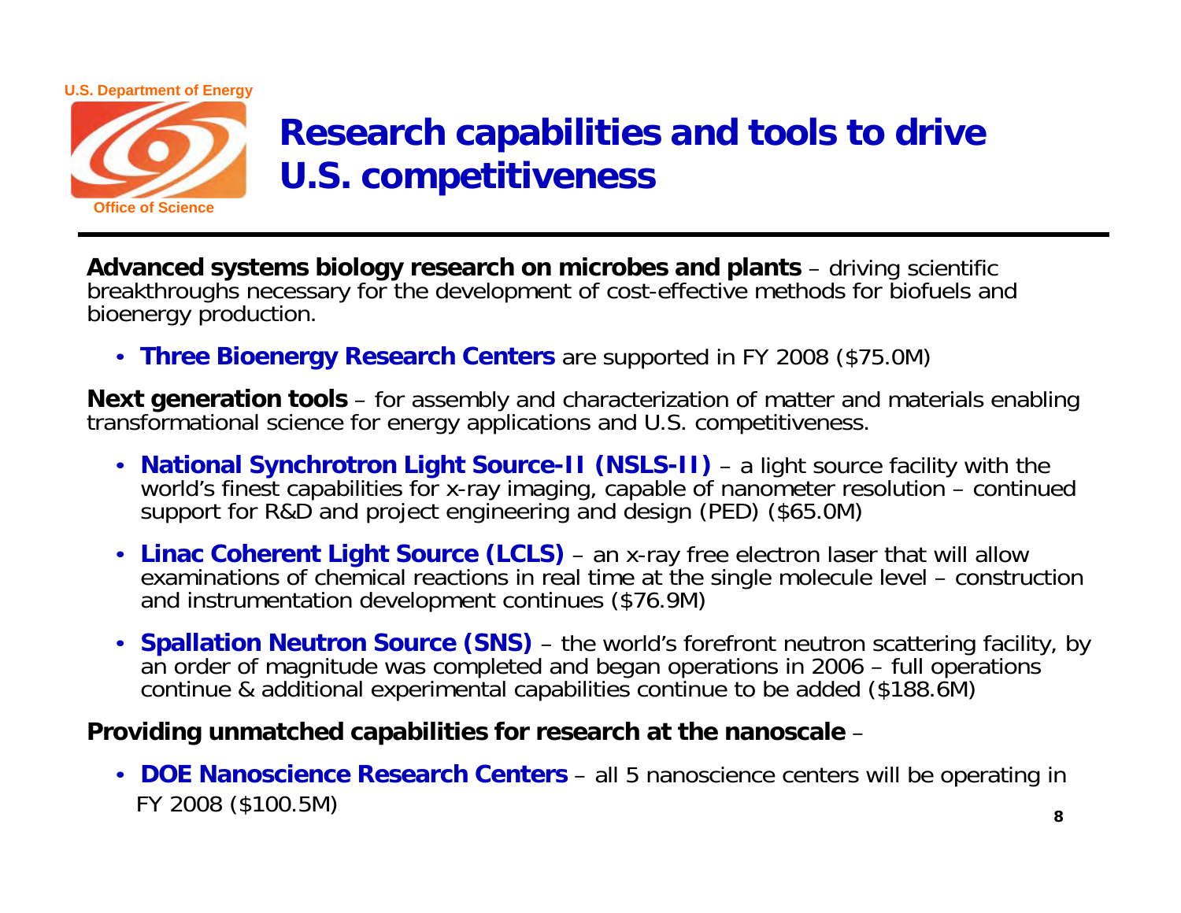# Research capabilities and tools to drive U.S. competitiveness

**Advanced systems biology research on microbes and plants** – driving scientific breakthroughs necessary for the development of cost-effective methods for biofuels and bioenergy production.

- **Three Bioenergy Research Centers** are supported in FY 2008 ($75.0M)

**Next generation tools** – for assembly and characterization of matter and materials enabling transformational science for energy applications and U.S. competitiveness.

- **National Synchrotron Light Source-II (NSLS-II)** – a light source facility with the world's finest capabilities for x-ray imaging, capable of nanometer resolution – continued support for R&D and project engineering and design (PED) ($65.0M)
- **Linac Coherent Light Source (LCLS)** – an x-ray free electron laser that will allow examinations of chemical reactions in real time at the single molecule level – construction and instrumentation development continues ($76.9M)
- **Spallation Neutron Source (SNS)** – the world's forefront neutron scattering facility, by an order of magnitude was completed and began operations in 2006 – full operations continue & additional experimental capabilities continue to be added ($188.6M)

**Providing unmatched capabilities for research at the nanoscale** –

- **DOE Nanoscience Research Centers** – all 5 nanoscience centers will be operating in FY 2008 ($100.5M)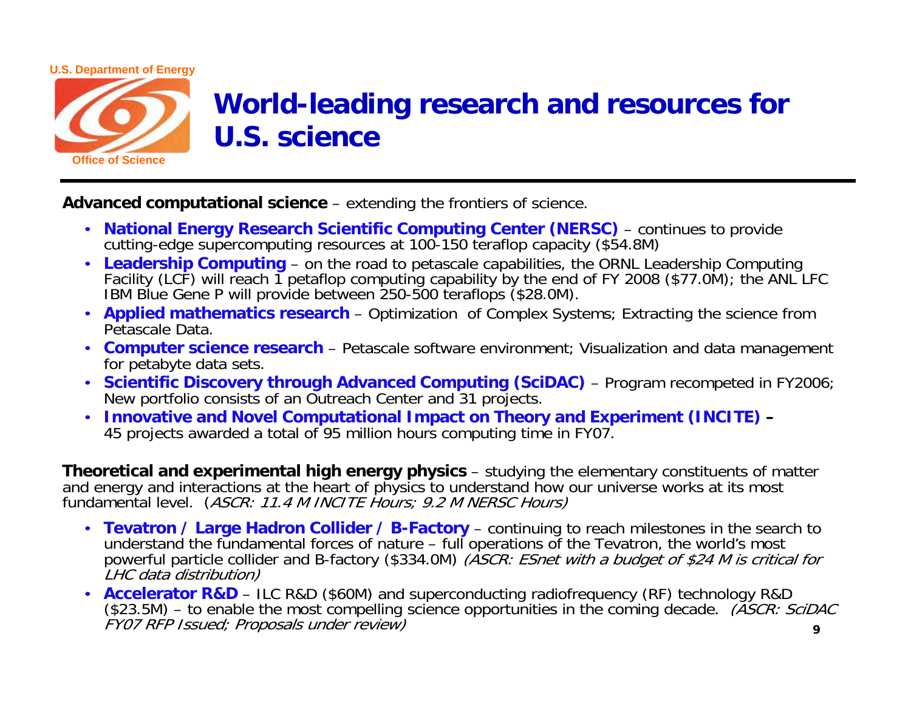# World-leading research and resources for U.S. science

**Advanced computational science** – extending the frontiers of science.

- **National Energy Research Scientific Computing Center (NERSC)** – continues to provide cutting-edge supercomputing resources at 100-150 teraflop capacity ($54.8M)
- **Leadership Computing** – on the road to petascale capabilities, the ORNL Leadership Computing Facility (LCF) will reach 1 petaflop computing capability by the end of FY 2008 ($77.0M); the ANL LFC IBM Blue Gene P will provide between 250-500 teraflops ($28.0M).
- **Applied mathematics research** – Optimization of Complex Systems; Extracting the science from Petascale Data.
- **Computer science research** – Petascale software environment; Visualization and data management for petabyte data sets.
- **Scientific Discovery through Advanced Computing (SciDAC)** – Program recompeted in FY2006; New portfolio consists of an Outreach Center and 31 projects.
- **Innovative and Novel Computational Impact on Theory and Experiment (INCITE) –** 45 projects awarded a total of 95 million hours computing time in FY07.

**Theoretical and experimental high energy physics** – studying the elementary constituents of matter and energy and interactions at the heart of physics to understand how our universe works at its most fundamental level. (*ASCR: 11.4 M INCITE Hours; 9.2 M NERSC Hours)*

- **Tevatron / Large Hadron Collider / B-Factory** – continuing to reach milestones in the search to understand the fundamental forces of nature – full operations of the Tevatron, the world's most powerful particle collider and B-factory ($334.0M) *(ASCR: ESnet with a budget of $24 M is critical for LHC data distribution)*
- **Accelerator R&D** – ILC R&D ($60M) and superconducting radiofrequency (RF) technology R&D ($23.5M) – to enable the most compelling science opportunities in the coming decade. *(ASCR: SciDAC FY07 RFP Issued; Proposals under review)*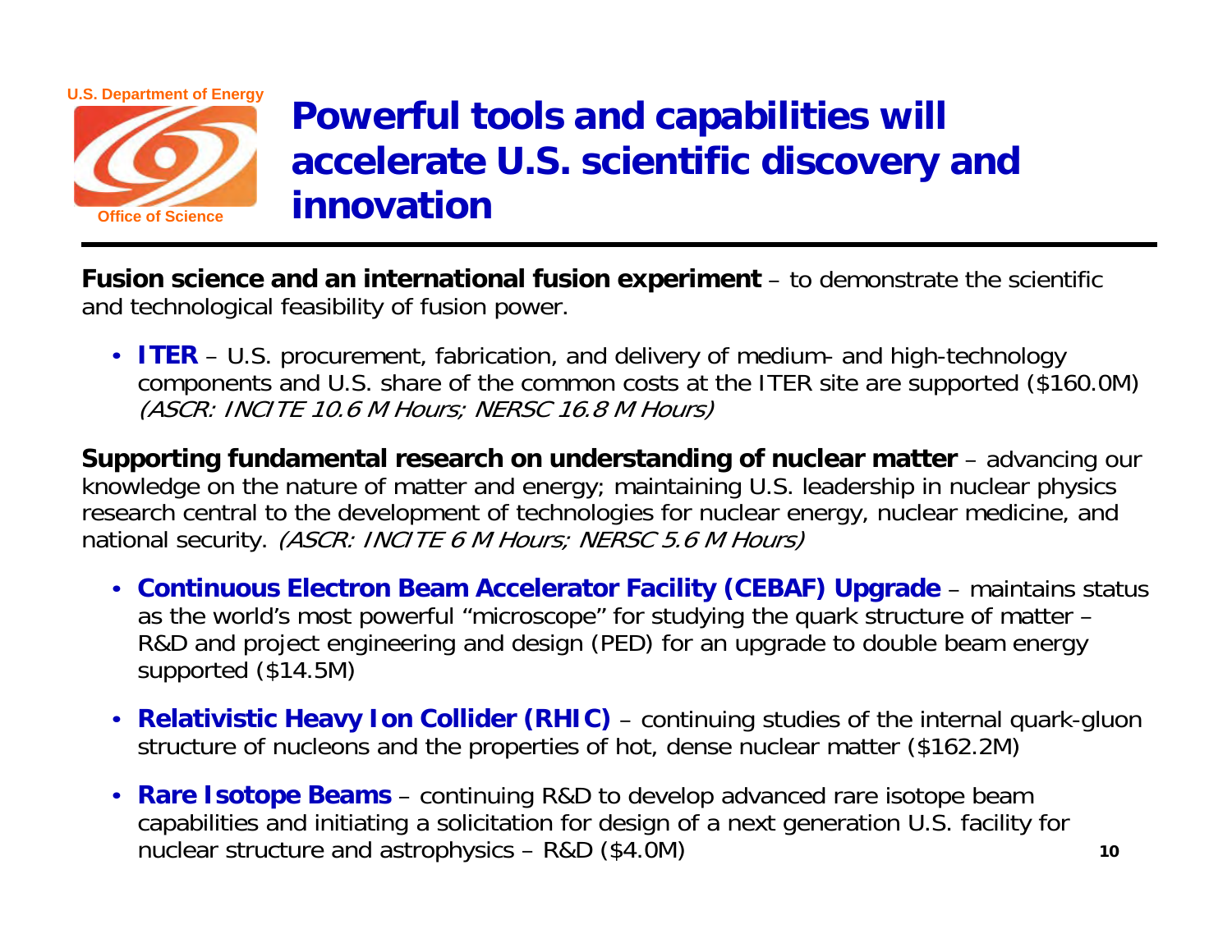# Powerful tools and capabilities will accelerate U.S. scientific discovery and innovation

**Fusion science and an international fusion experiment** – to demonstrate the scientific and technological feasibility of fusion power.

- **ITER** – U.S. procurement, fabrication, and delivery of medium- and high-technology components and U.S. share of the common costs at the ITER site are supported ($160.0M) *(ASCR: INCITE 10.6 M Hours; NERSC 16.8 M Hours)*

**Supporting fundamental research on understanding of nuclear matter** – advancing our knowledge on the nature of matter and energy; maintaining U.S. leadership in nuclear physics research central to the development of technologies for nuclear energy, nuclear medicine, and national security. *(ASCR: INCITE 6 M Hours; NERSC 5.6 M Hours)*

- **Continuous Electron Beam Accelerator Facility (CEBAF) Upgrade** – maintains status as the world's most powerful "microscope" for studying the quark structure of matter – R&D and project engineering and design (PED) for an upgrade to double beam energy supported ($14.5M)
- **Relativistic Heavy Ion Collider (RHIC)** – continuing studies of the internal quark-gluon structure of nucleons and the properties of hot, dense nuclear matter ($162.2M)
- **Rare Isotope Beams** – continuing R&D to develop advanced rare isotope beam capabilities and initiating a solicitation for design of a next generation U.S. facility for nuclear structure and astrophysics – R&D ($4.0M)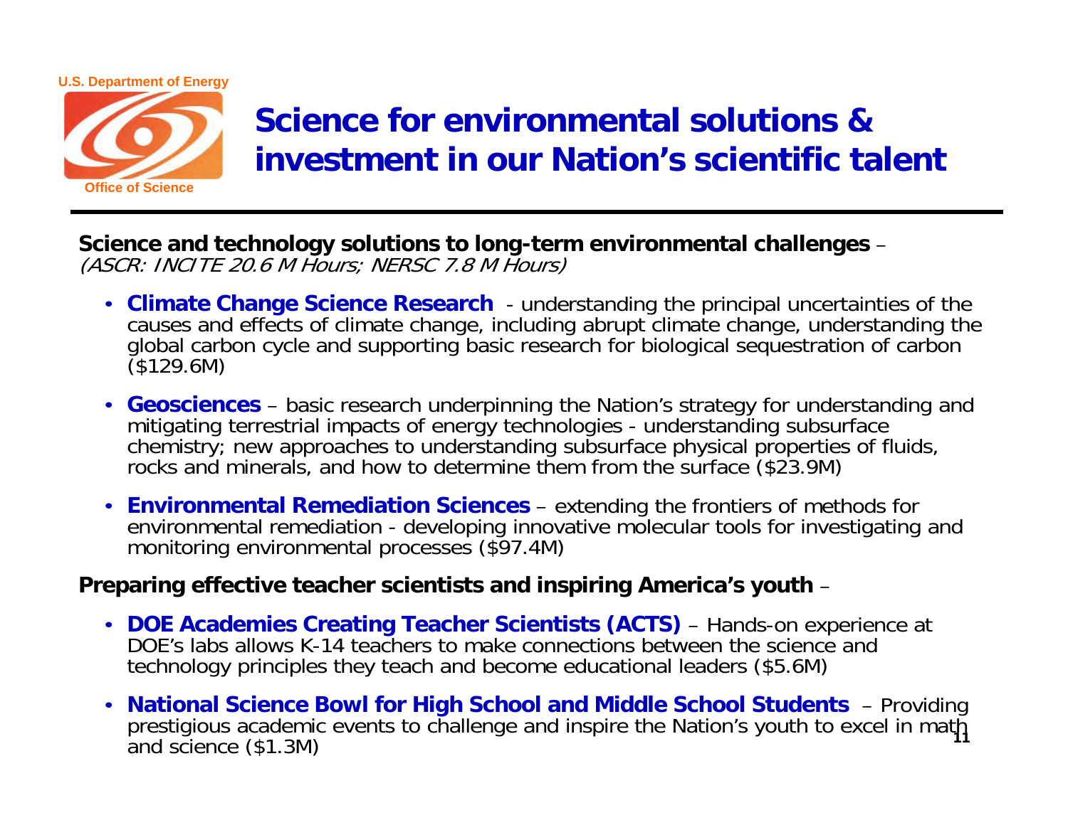# Science for environmental solutions & investment in our Nation's scientific talent

**Science and technology solutions to long-term environmental challenges** –
*(ASCR: INCITE 20.6 M Hours; NERSC 7.8 M Hours)*

- **Climate Change Science Research** - understanding the principal uncertainties of the causes and effects of climate change, including abrupt climate change, understanding the global carbon cycle and supporting basic research for biological sequestration of carbon ($129.6M)
- **Geosciences** – basic research underpinning the Nation's strategy for understanding and mitigating terrestrial impacts of energy technologies - understanding subsurface chemistry; new approaches to understanding subsurface physical properties of fluids, rocks and minerals, and how to determine them from the surface ($23.9M)
- **Environmental Remediation Sciences** – extending the frontiers of methods for environmental remediation - developing innovative molecular tools for investigating and monitoring environmental processes ($97.4M)

**Preparing effective teacher scientists and inspiring America's youth** –

- **DOE Academies Creating Teacher Scientists (ACTS)** – Hands-on experience at DOE's labs allows K-14 teachers to make connections between the science and technology principles they teach and become educational leaders ($5.6M)
- **National Science Bowl for High School and Middle School Students** – Providing prestigious academic events to challenge and inspire the Nation's youth to excel in math and science ($1.3M)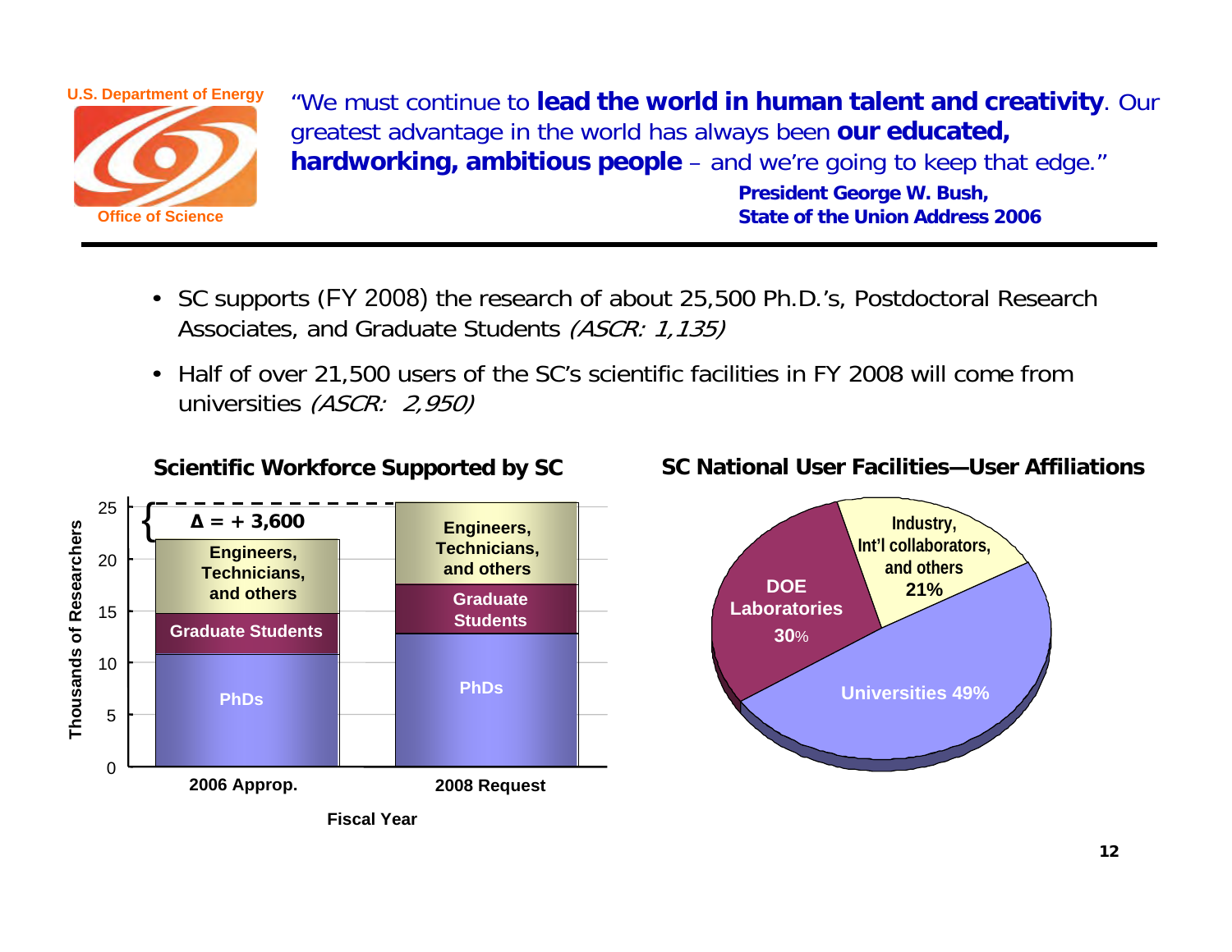U.S. Department of Energy

Office of Science

"We must continue to **lead the world in human talent and creativity**. Our greatest advantage in the world has always been **our educated, hardworking, ambitious people** – and we're going to keep that edge."

**President George W. Bush, State of the Union Address 2006**

- SC supports (FY 2008) the research of about 25,500 Ph.D.'s, Postdoctoral Research Associates, and Graduate Students *(ASCR: 1,135)*
- Half of over 21,500 users of the SC's scientific facilities in FY 2008 will come from universities *(ASCR: 2,950)*

**Scientific Workforce Supported by SC**

Δ = + 3,600

| Fiscal Year | PhDs | Graduate Students | Engineers, Technicians, and others |
|---|---|---|---|
| 2006 Approp. | ~11 | ~4 | ~7 |
| 2008 Request | ~13 | ~5 | ~8 |

Thousands of Researchers (axis 0–25)

**SC National User Facilities—User Affiliations**

- Universities 49%
- DOE Laboratories 30%
- Industry, Int'l collaborators, and others 21%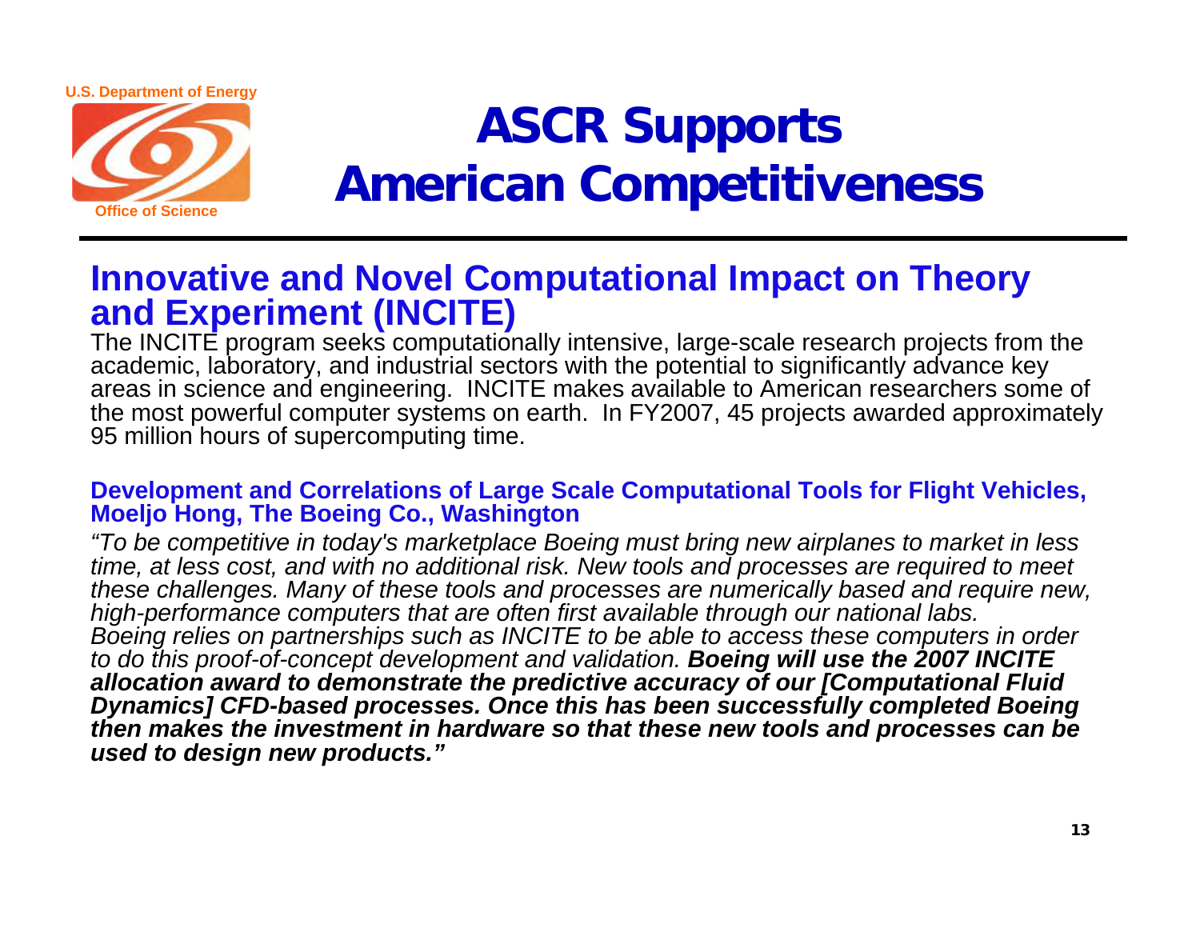# ASCR Supports American Competitiveness

## Innovative and Novel Computational Impact on Theory and Experiment (INCITE)

The INCITE program seeks computationally intensive, large-scale research projects from the academic, laboratory, and industrial sectors with the potential to significantly advance key areas in science and engineering. INCITE makes available to American researchers some of the most powerful computer systems on earth. In FY2007, 45 projects awarded approximately 95 million hours of supercomputing time.

### Development and Correlations of Large Scale Computational Tools for Flight Vehicles, Moeljo Hong, The Boeing Co., Washington

*"To be competitive in today's marketplace Boeing must bring new airplanes to market in less time, at less cost, and with no additional risk. New tools and processes are required to meet these challenges. Many of these tools and processes are numerically based and require new, high-performance computers that are often first available through our national labs. Boeing relies on partnerships such as INCITE to be able to access these computers in order to do this proof-of-concept development and validation.* ***Boeing will use the 2007 INCITE allocation award to demonstrate the predictive accuracy of our [Computational Fluid Dynamics] CFD-based processes. Once this has been successfully completed Boeing then makes the investment in hardware so that these new tools and processes can be used to design new products."***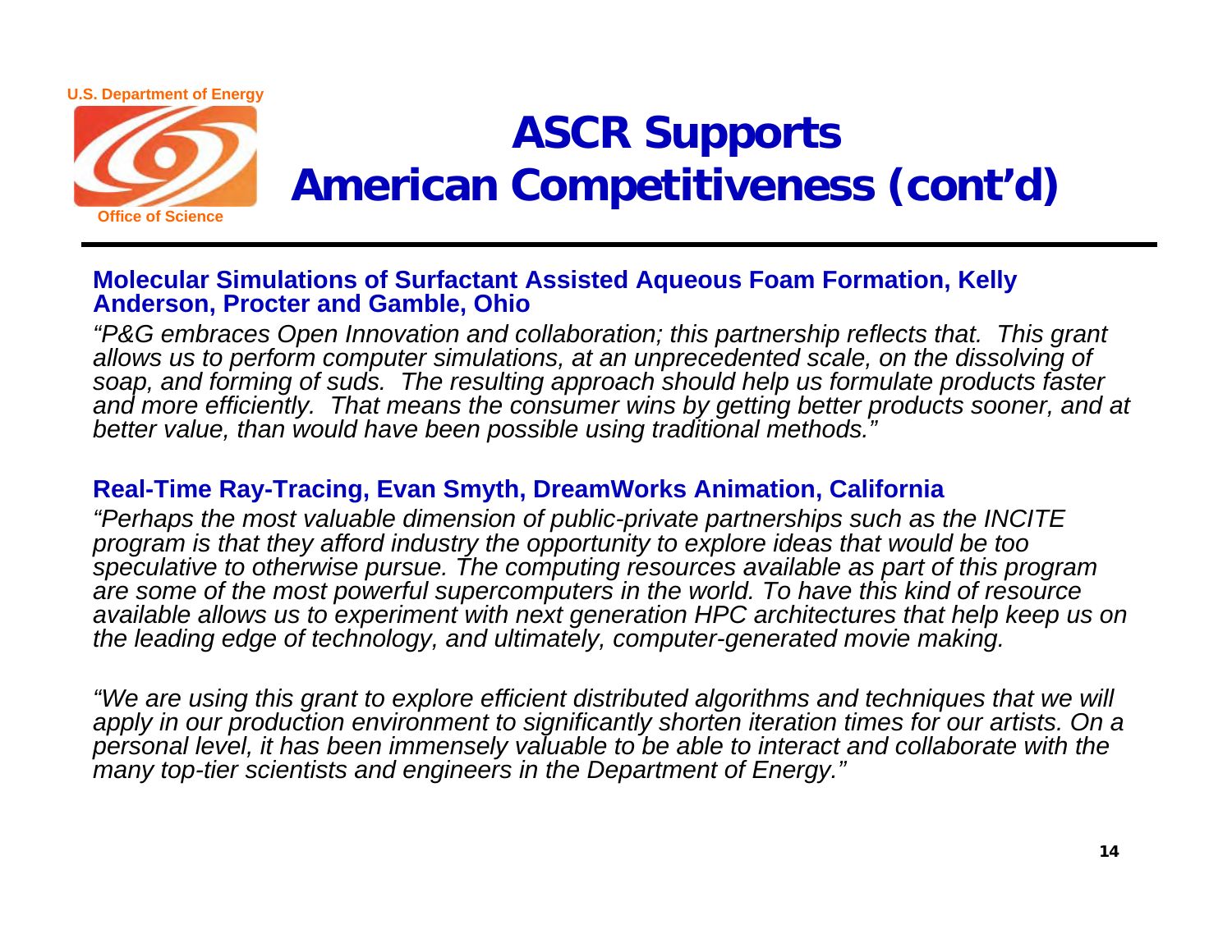# ASCR Supports American Competitiveness (cont'd)

**Molecular Simulations of Surfactant Assisted Aqueous Foam Formation, Kelly Anderson, Procter and Gamble, Ohio**

*"P&G embraces Open Innovation and collaboration; this partnership reflects that. This grant allows us to perform computer simulations, at an unprecedented scale, on the dissolving of soap, and forming of suds. The resulting approach should help us formulate products faster and more efficiently. That means the consumer wins by getting better products sooner, and at better value, than would have been possible using traditional methods."*

**Real-Time Ray-Tracing, Evan Smyth, DreamWorks Animation, California**

*"Perhaps the most valuable dimension of public-private partnerships such as the INCITE program is that they afford industry the opportunity to explore ideas that would be too speculative to otherwise pursue. The computing resources available as part of this program are some of the most powerful supercomputers in the world. To have this kind of resource available allows us to experiment with next generation HPC architectures that help keep us on the leading edge of technology, and ultimately, computer-generated movie making.*

*"We are using this grant to explore efficient distributed algorithms and techniques that we will apply in our production environment to significantly shorten iteration times for our artists. On a personal level, it has been immensely valuable to be able to interact and collaborate with the many top-tier scientists and engineers in the Department of Energy."*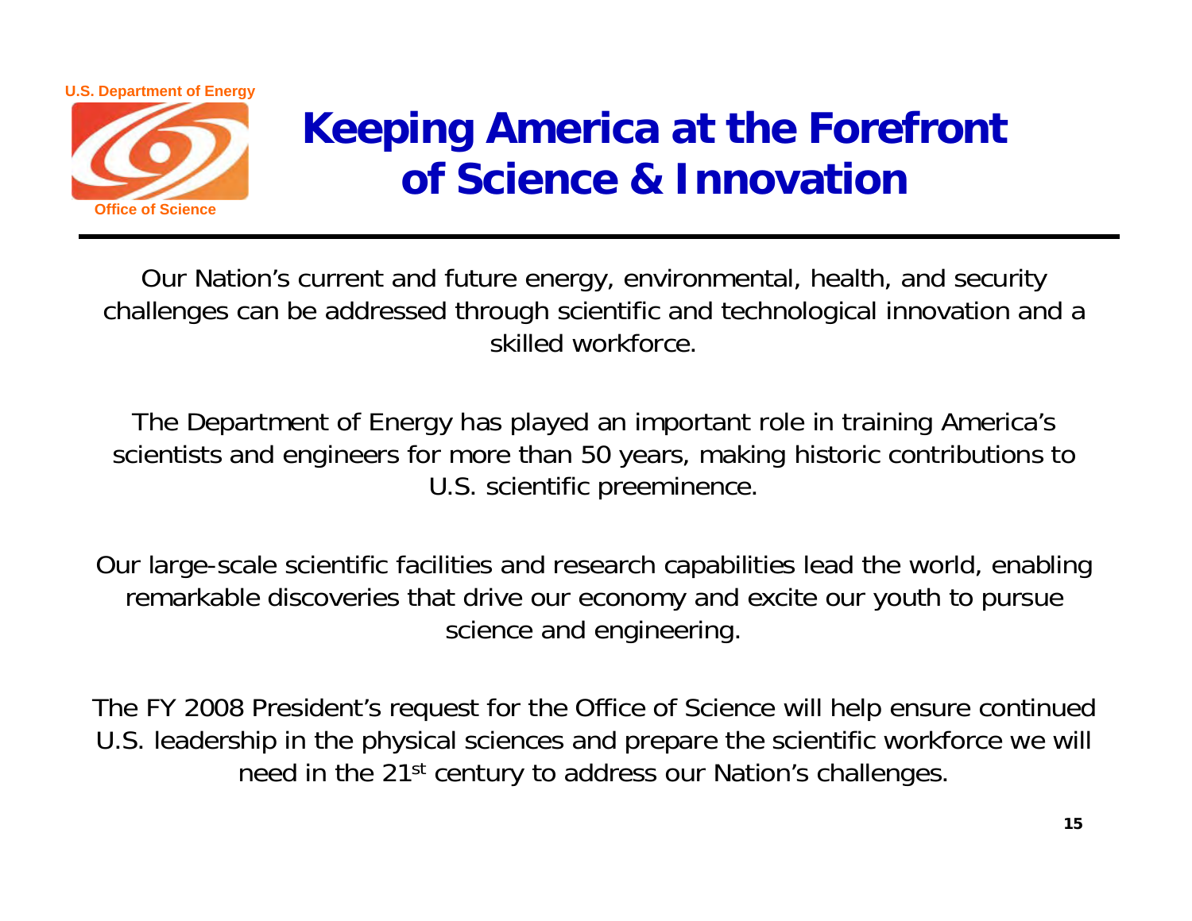# Keeping America at the Forefront of Science & Innovation

Our Nation's current and future energy, environmental, health, and security challenges can be addressed through scientific and technological innovation and a skilled workforce.

The Department of Energy has played an important role in training America's scientists and engineers for more than 50 years, making historic contributions to U.S. scientific preeminence.

Our large-scale scientific facilities and research capabilities lead the world, enabling remarkable discoveries that drive our economy and excite our youth to pursue science and engineering.

The FY 2008 President's request for the Office of Science will help ensure continued U.S. leadership in the physical sciences and prepare the scientific workforce we will need in the 21st century to address our Nation's challenges.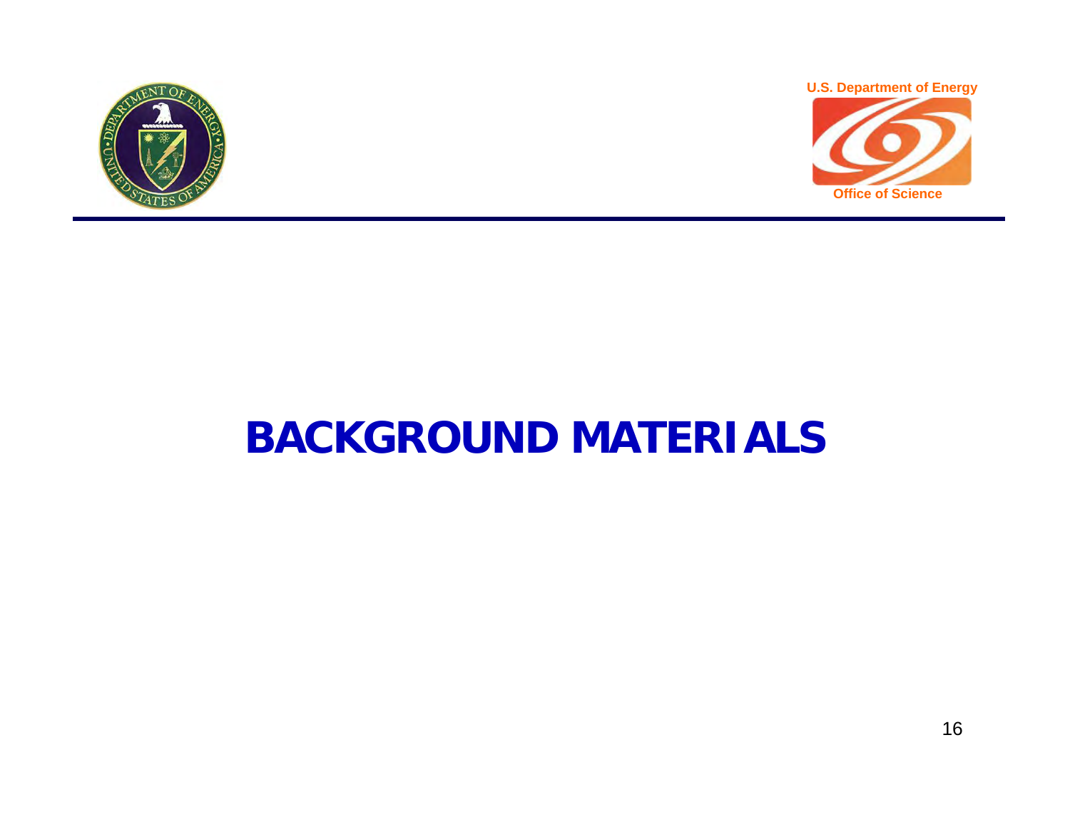# BACKGROUND MATERIALS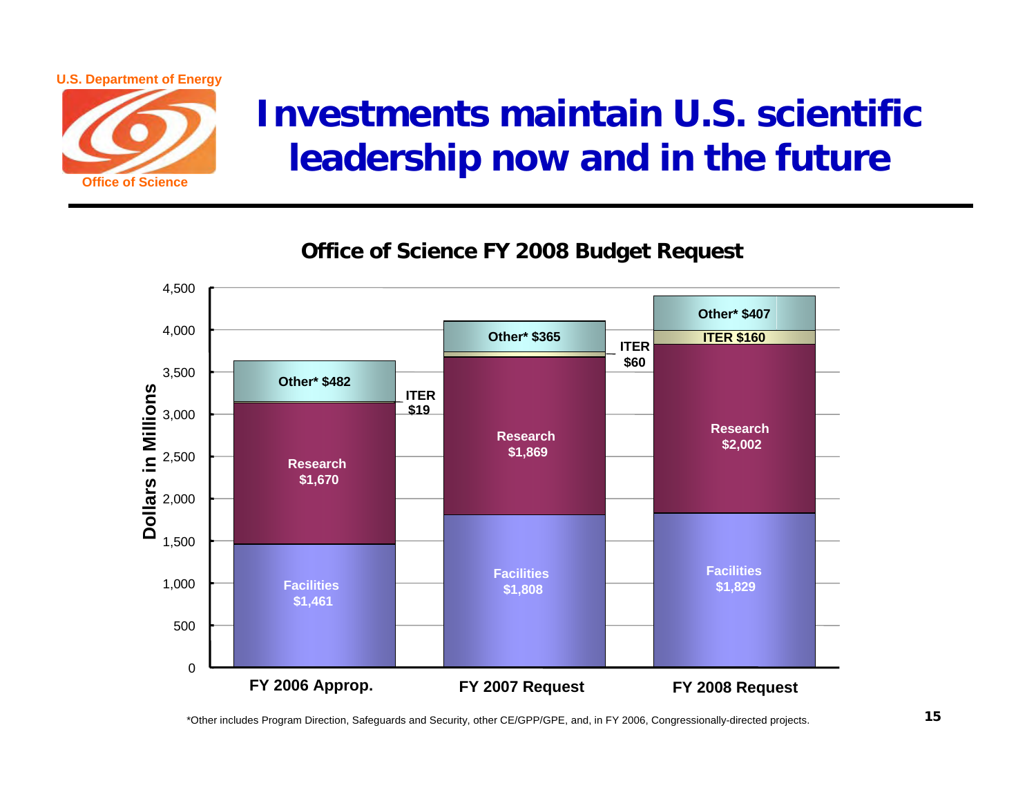U.S. Department of Energy

Office of Science

# Investments maintain U.S. scientific leadership now and in the future

## Office of Science FY 2008 Budget Request

Dollars in Millions

| | FY 2006 Approp. | FY 2007 Request | FY 2008 Request |
|---|---|---|---|
| Other* | $482 | $365 | $407 |
| ITER | $19 | $60 | $160 |
| Research | $1,670 | $1,869 | $2,002 |
| Facilities | $1,461 | $1,808 | $1,829 |

*Other includes Program Direction, Safeguards and Security, other CE/GPP/GPE, and, in FY 2006, Congressionally-directed projects.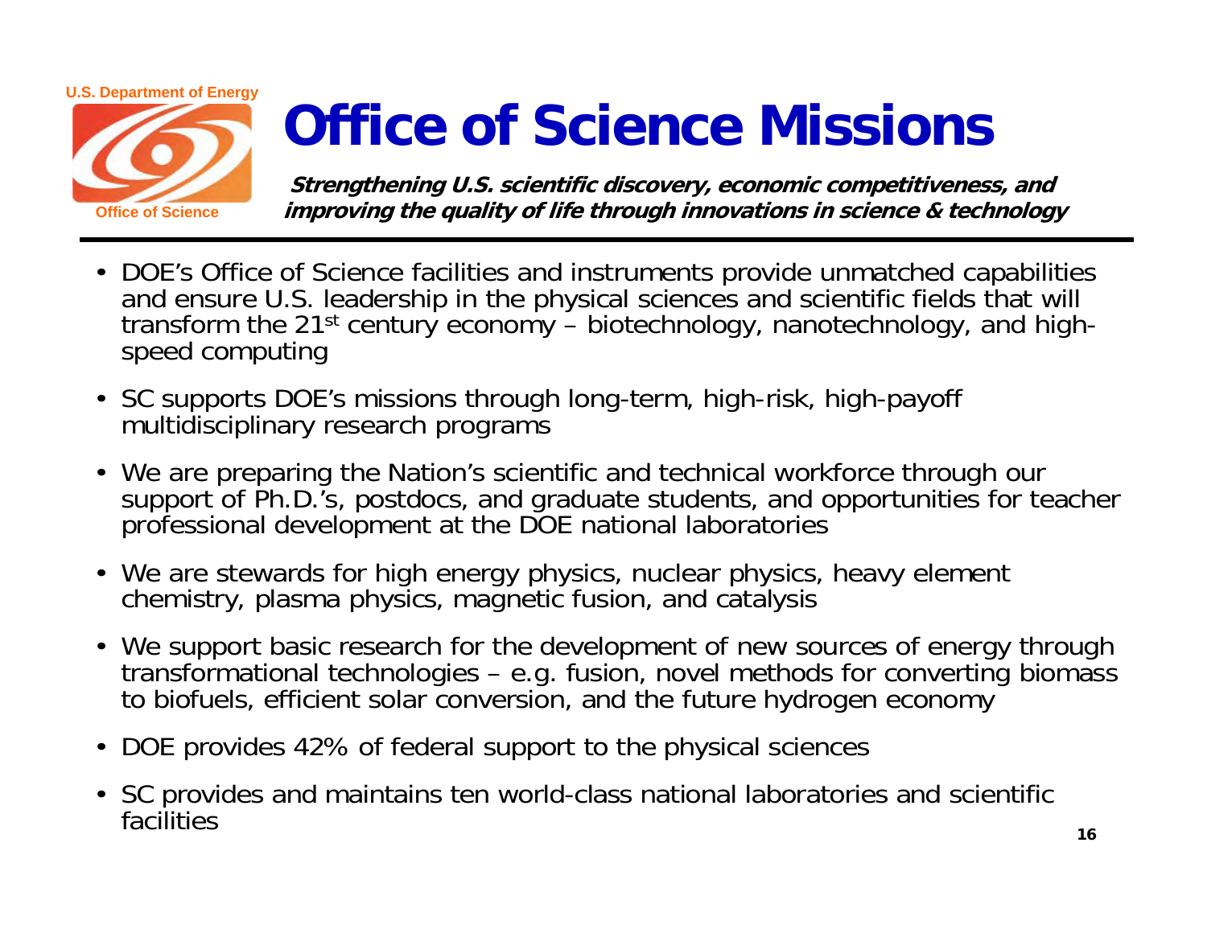U.S. Department of Energy

Office of Science

# Office of Science Missions

***Strengthening U.S. scientific discovery, economic competitiveness, and improving the quality of life through innovations in science & technology***

- DOE's Office of Science facilities and instruments provide unmatched capabilities and ensure U.S. leadership in the physical sciences and scientific fields that will transform the 21st century economy – biotechnology, nanotechnology, and high-speed computing
- SC supports DOE's missions through long-term, high-risk, high-payoff multidisciplinary research programs
- We are preparing the Nation's scientific and technical workforce through our support of Ph.D.'s, postdocs, and graduate students, and opportunities for teacher professional development at the DOE national laboratories
- We are stewards for high energy physics, nuclear physics, heavy element chemistry, plasma physics, magnetic fusion, and catalysis
- We support basic research for the development of new sources of energy through transformational technologies – e.g. fusion, novel methods for converting biomass to biofuels, efficient solar conversion, and the future hydrogen economy
- DOE provides 42% of federal support to the physical sciences
- SC provides and maintains ten world-class national laboratories and scientific facilities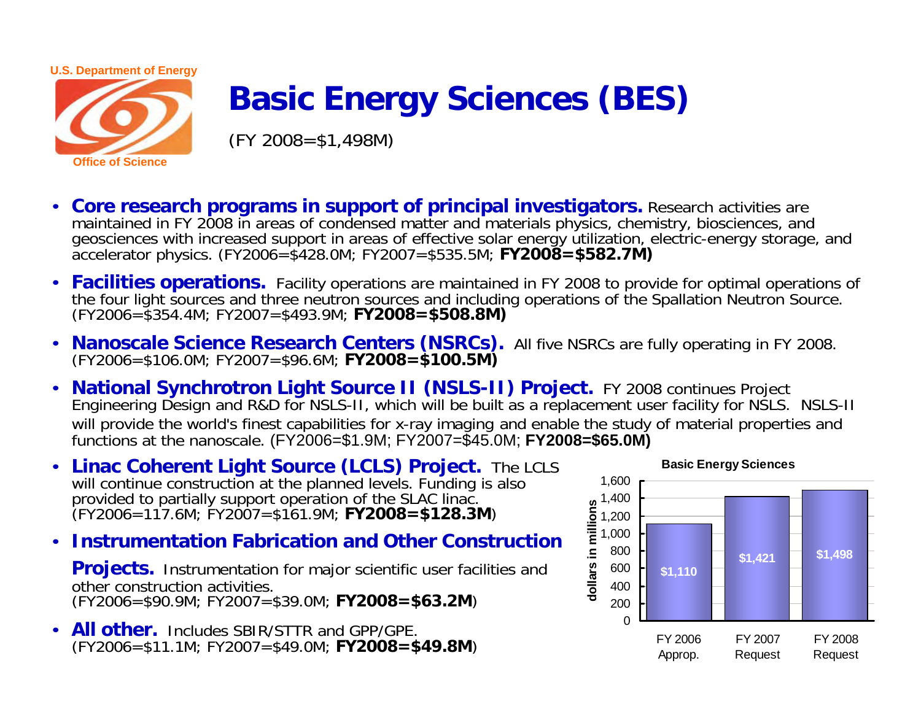# Basic Energy Sciences (BES)

(FY 2008=$1,498M)

- **Core research programs in support of principal investigators.** Research activities are maintained in FY 2008 in areas of condensed matter and materials physics, chemistry, biosciences, and geosciences with increased support in areas of effective solar energy utilization, electric-energy storage, and accelerator physics. (FY2006=$428.0M; FY2007=$535.5M; **FY2008=$582.7M)**
- **Facilities operations.** Facility operations are maintained in FY 2008 to provide for optimal operations of the four light sources and three neutron sources and including operations of the Spallation Neutron Source. (FY2006=$354.4M; FY2007=$493.9M; **FY2008=$508.8M)**
- **Nanoscale Science Research Centers (NSRCs).** All five NSRCs are fully operating in FY 2008. (FY2006=$106.0M; FY2007=$96.6M; **FY2008=$100.5M)**
- **National Synchrotron Light Source II (NSLS-II) Project.** FY 2008 continues Project Engineering Design and R&D for NSLS-II, which will be built as a replacement user facility for NSLS. NSLS-II will provide the world's finest capabilities for x-ray imaging and enable the study of material properties and functions at the nanoscale. (FY2006=$1.9M; FY2007=$45.0M; **FY2008=$65.0M)**
- **Linac Coherent Light Source (LCLS) Project.** The LCLS will continue construction at the planned levels. Funding is also provided to partially support operation of the SLAC linac. (FY2006=117.6M; FY2007=$161.9M; **FY2008=$128.3M**)
- **Instrumentation Fabrication and Other Construction Projects.** Instrumentation for major scientific user facilities and other construction activities. (FY2006=$90.9M; FY2007=$39.0M; **FY2008=$63.2M**)
- **All other.** Includes SBIR/STTR and GPP/GPE. (FY2006=$11.1M; FY2007=$49.0M; **FY2008=$49.8M**)

**Basic Energy Sciences** (dollars in millions)

| | FY 2006 Approp. | FY 2007 Request | FY 2008 Request |
|---|---|---|---|
| Basic Energy Sciences | $1,110 | $1,421 | $1,498 |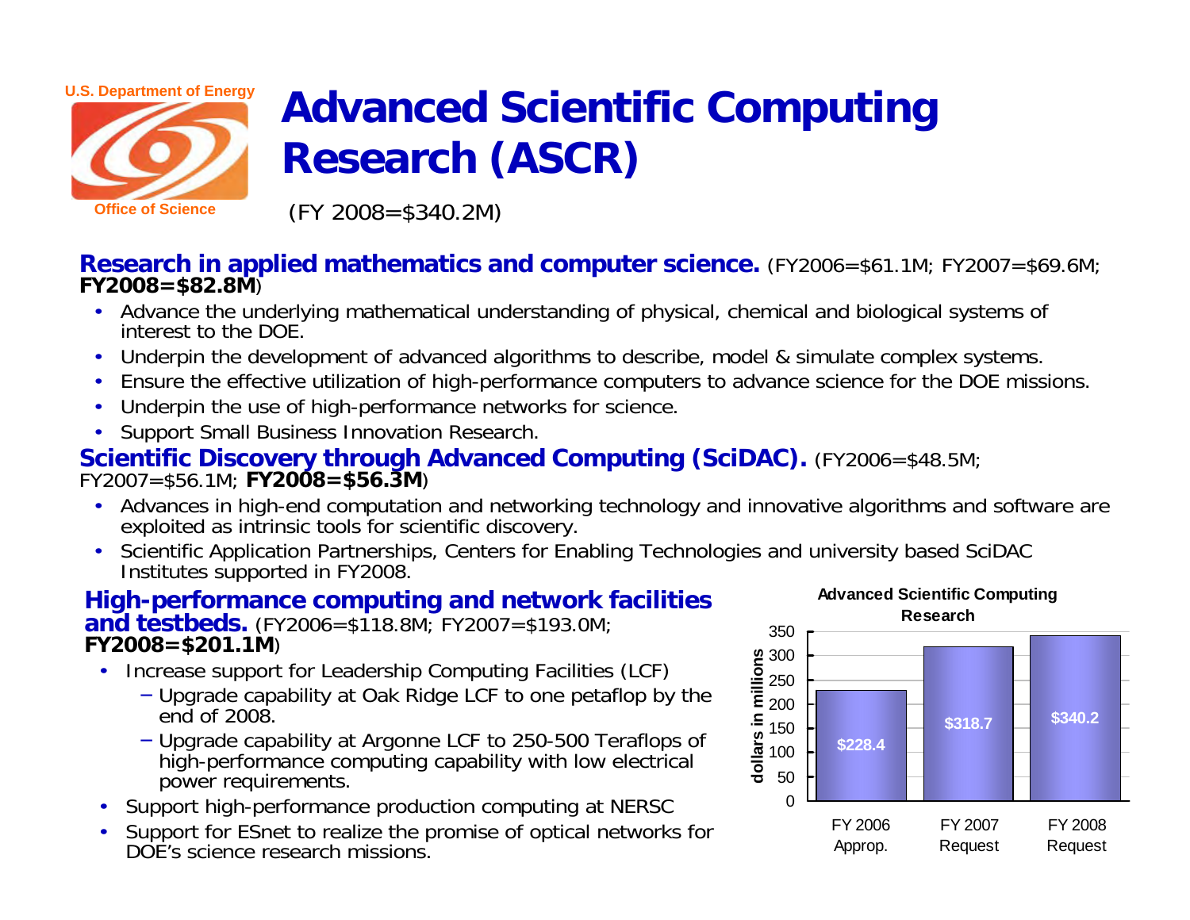U.S. Department of Energy

Office of Science

# Advanced Scientific Computing Research (ASCR)

(FY 2008=$340.2M)

**Research in applied mathematics and computer science.** (FY2006=$61.1M; FY2007=$69.6M; **FY2008=$82.8M**)

- Advance the underlying mathematical understanding of physical, chemical and biological systems of interest to the DOE.
- Underpin the development of advanced algorithms to describe, model & simulate complex systems.
- Ensure the effective utilization of high-performance computers to advance science for the DOE missions.
- Underpin the use of high-performance networks for science.
- Support Small Business Innovation Research.

**Scientific Discovery through Advanced Computing (SciDAC).** (FY2006=$48.5M; FY2007=$56.1M; **FY2008=$56.3M**)

- Advances in high-end computation and networking technology and innovative algorithms and software are exploited as intrinsic tools for scientific discovery.
- Scientific Application Partnerships, Centers for Enabling Technologies and university based SciDAC Institutes supported in FY2008.

**High-performance computing and network facilities and testbeds.** (FY2006=$118.8M; FY2007=$193.0M; **FY2008=$201.1M**)

- Increase support for Leadership Computing Facilities (LCF)
  - Upgrade capability at Oak Ridge LCF to one petaflop by the end of 2008.
  - Upgrade capability at Argonne LCF to 250-500 Teraflops of high-performance computing capability with low electrical power requirements.
- Support high-performance production computing at NERSC
- Support for ESnet to realize the promise of optical networks for DOE's science research missions.

**Advanced Scientific Computing Research**

| | FY 2006 Approp. | FY 2007 Request | FY 2008 Request |
|---|---|---|---|
| dollars in millions | $228.4 | $318.7 | $340.2 |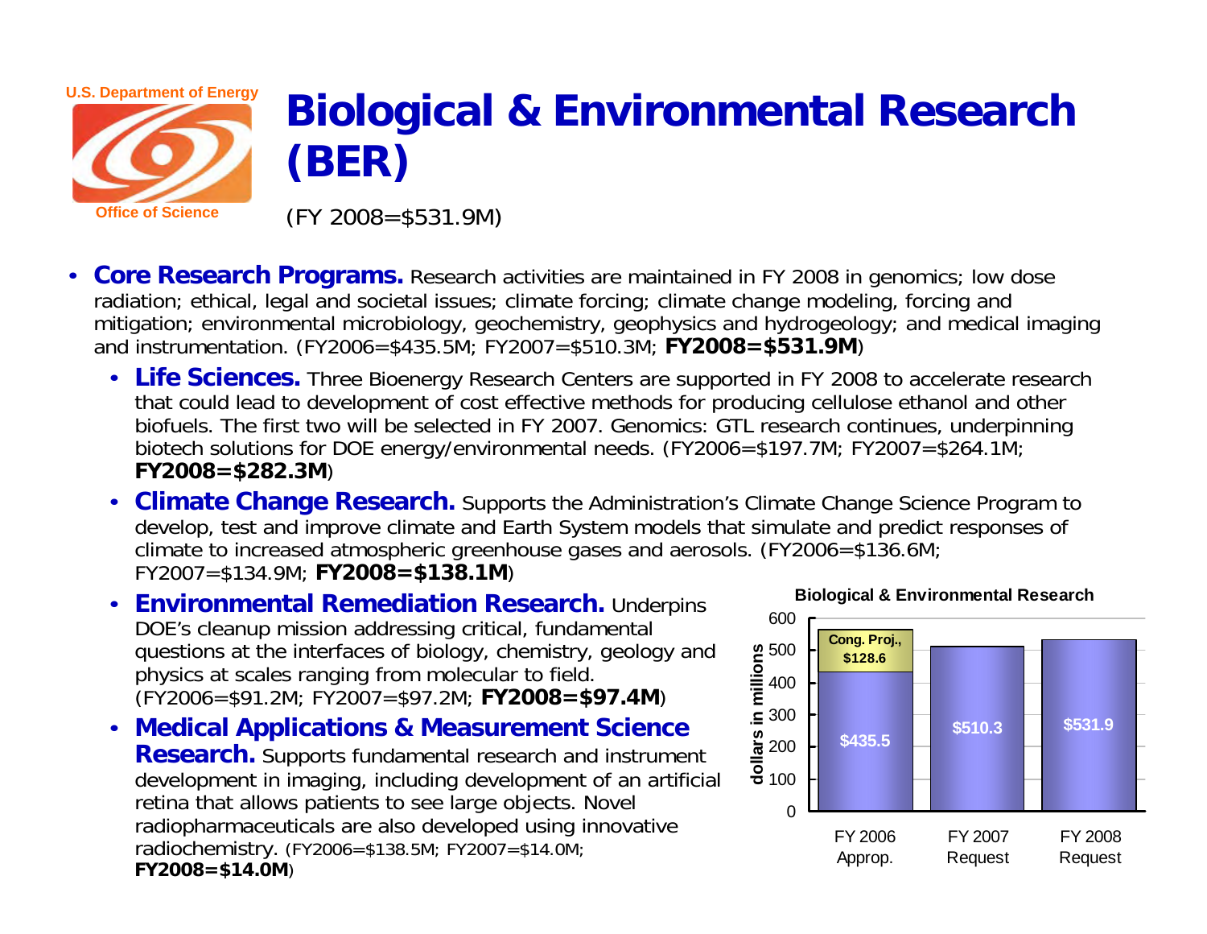U.S. Department of Energy

Office of Science

# Biological & Environmental Research (BER)

(FY 2008=$531.9M)

- **Core Research Programs.** Research activities are maintained in FY 2008 in genomics; low dose radiation; ethical, legal and societal issues; climate forcing; climate change modeling, forcing and mitigation; environmental microbiology, geochemistry, geophysics and hydrogeology; and medical imaging and instrumentation. (FY2006=$435.5M; FY2007=$510.3M; **FY2008=$531.9M**)
  - **Life Sciences.** Three Bioenergy Research Centers are supported in FY 2008 to accelerate research that could lead to development of cost effective methods for producing cellulose ethanol and other biofuels. The first two will be selected in FY 2007. Genomics: GTL research continues, underpinning biotech solutions for DOE energy/environmental needs. (FY2006=$197.7M; FY2007=$264.1M; **FY2008=$282.3M**)
  - **Climate Change Research.** Supports the Administration's Climate Change Science Program to develop, test and improve climate and Earth System models that simulate and predict responses of climate to increased atmospheric greenhouse gases and aerosols. (FY2006=$136.6M; FY2007=$134.9M; **FY2008=$138.1M**)
  - **Environmental Remediation Research.** Underpins DOE's cleanup mission addressing critical, fundamental questions at the interfaces of biology, chemistry, geology and physics at scales ranging from molecular to field. (FY2006=$91.2M; FY2007=$97.2M; **FY2008=$97.4M**)
  - **Medical Applications & Measurement Science Research.** Supports fundamental research and instrument development in imaging, including development of an artificial retina that allows patients to see large objects. Novel radiopharmaceuticals are also developed using innovative radiochemistry. (FY2006=$138.5M; FY2007=$14.0M; **FY2008=$14.0M**)

**Biological & Environmental Research**

| | FY 2006 Approp. | FY 2007 Request | FY 2008 Request |
|---|---|---|---|
| dollars in millions | $435.5 (Cong. Proj., $128.6) | $510.3 | $531.9 |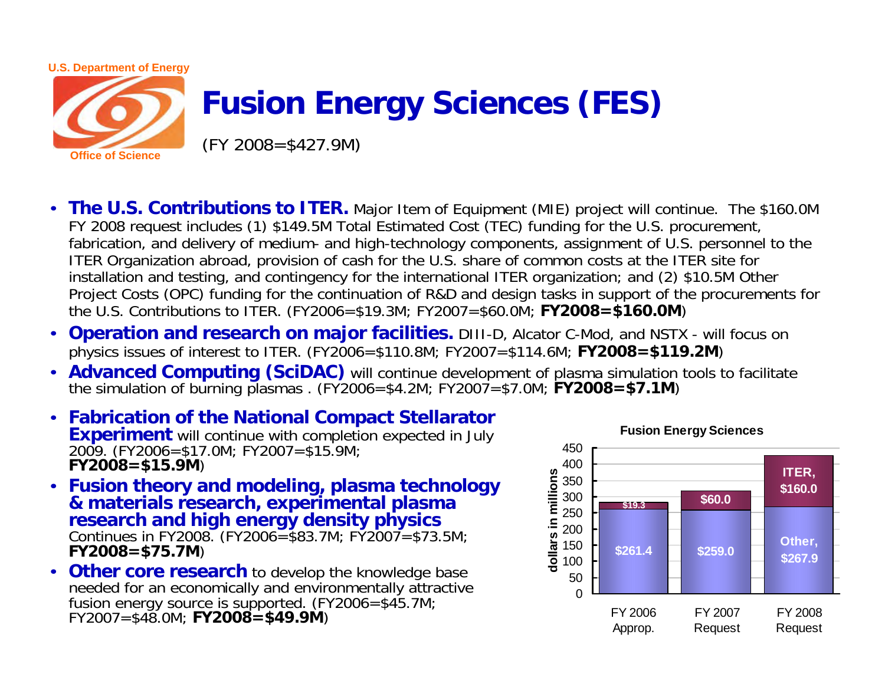# Fusion Energy Sciences (FES)

(FY 2008=$427.9M)

- **The U.S. Contributions to ITER.** Major Item of Equipment (MIE) project will continue. The $160.0M FY 2008 request includes (1) $149.5M Total Estimated Cost (TEC) funding for the U.S. procurement, fabrication, and delivery of medium- and high-technology components, assignment of U.S. personnel to the ITER Organization abroad, provision of cash for the U.S. share of common costs at the ITER site for installation and testing, and contingency for the international ITER organization; and (2) $10.5M Other Project Costs (OPC) funding for the continuation of R&D and design tasks in support of the procurements for the U.S. Contributions to ITER. (FY2006=$19.3M; FY2007=$60.0M; **FY2008=$160.0M**)
- **Operation and research on major facilities.** DIII-D, Alcator C-Mod, and NSTX - will focus on physics issues of interest to ITER. (FY2006=$110.8M; FY2007=$114.6M; **FY2008=$119.2M**)
- **Advanced Computing (SciDAC)** will continue development of plasma simulation tools to facilitate the simulation of burning plasmas . (FY2006=$4.2M; FY2007=$7.0M; **FY2008=$7.1M**)
- **Fabrication of the National Compact Stellarator Experiment** will continue with completion expected in July 2009. (FY2006=$17.0M; FY2007=$15.9M; **FY2008=$15.9M**)
- **Fusion theory and modeling, plasma technology & materials research, experimental plasma research and high energy density physics** Continues in FY2008. (FY2006=$83.7M; FY2007=$73.5M; **FY2008=$75.7M**)
- **Other core research** to develop the knowledge base needed for an economically and environmentally attractive fusion energy source is supported. (FY2006=$45.7M; FY2007=$48.0M; **FY2008=$49.9M**)

**Fusion Energy Sciences** (dollars in millions)

| | FY 2006 Approp. | FY 2007 Request | FY 2008 Request |
|---|---|---|---|
| ITER | $19.3 | $60.0 | $160.0 |
| Other | $261.4 | $259.0 | $267.9 |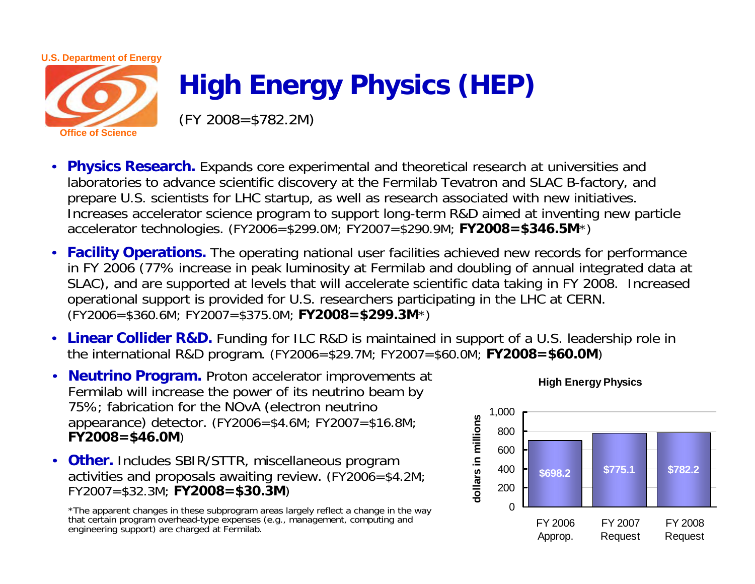U.S. Department of Energy

Office of Science

# High Energy Physics (HEP)

(FY 2008=$782.2M)

- **Physics Research.** Expands core experimental and theoretical research at universities and laboratories to advance scientific discovery at the Fermilab Tevatron and SLAC B-factory, and prepare U.S. scientists for LHC startup, as well as research associated with new initiatives. Increases accelerator science program to support long-term R&D aimed at inventing new particle accelerator technologies. (FY2006=$299.0M; FY2007=$290.9M; **FY2008=$346.5M***)
- **Facility Operations.** The operating national user facilities achieved new records for performance in FY 2006 (77% increase in peak luminosity at Fermilab and doubling of annual integrated data at SLAC), and are supported at levels that will accelerate scientific data taking in FY 2008. Increased operational support is provided for U.S. researchers participating in the LHC at CERN. (FY2006=$360.6M; FY2007=$375.0M; **FY2008=$299.3M***)
- **Linear Collider R&D.** Funding for ILC R&D is maintained in support of a U.S. leadership role in the international R&D program. (FY2006=$29.7M; FY2007=$60.0M; **FY2008=$60.0M**)
- **Neutrino Program.** Proton accelerator improvements at Fermilab will increase the power of its neutrino beam by 75%; fabrication for the NOvA (electron neutrino appearance) detector. (FY2006=$4.6M; FY2007=$16.8M; **FY2008=$46.0M**)
- **Other.** Includes SBIR/STTR, miscellaneous program activities and proposals awaiting review. (FY2006=$4.2M; FY2007=$32.3M; **FY2008=$30.3M**)

*The apparent changes in these subprogram areas largely reflect a change in the way that certain program overhead-type expenses (e.g., management, computing and engineering support) are charged at Fermilab.

**High Energy Physics** (dollars in millions)

| FY 2006 Approp. | FY 2007 Request | FY 2008 Request |
|---|---|---|
| $698.2 | $775.1 | $782.2 |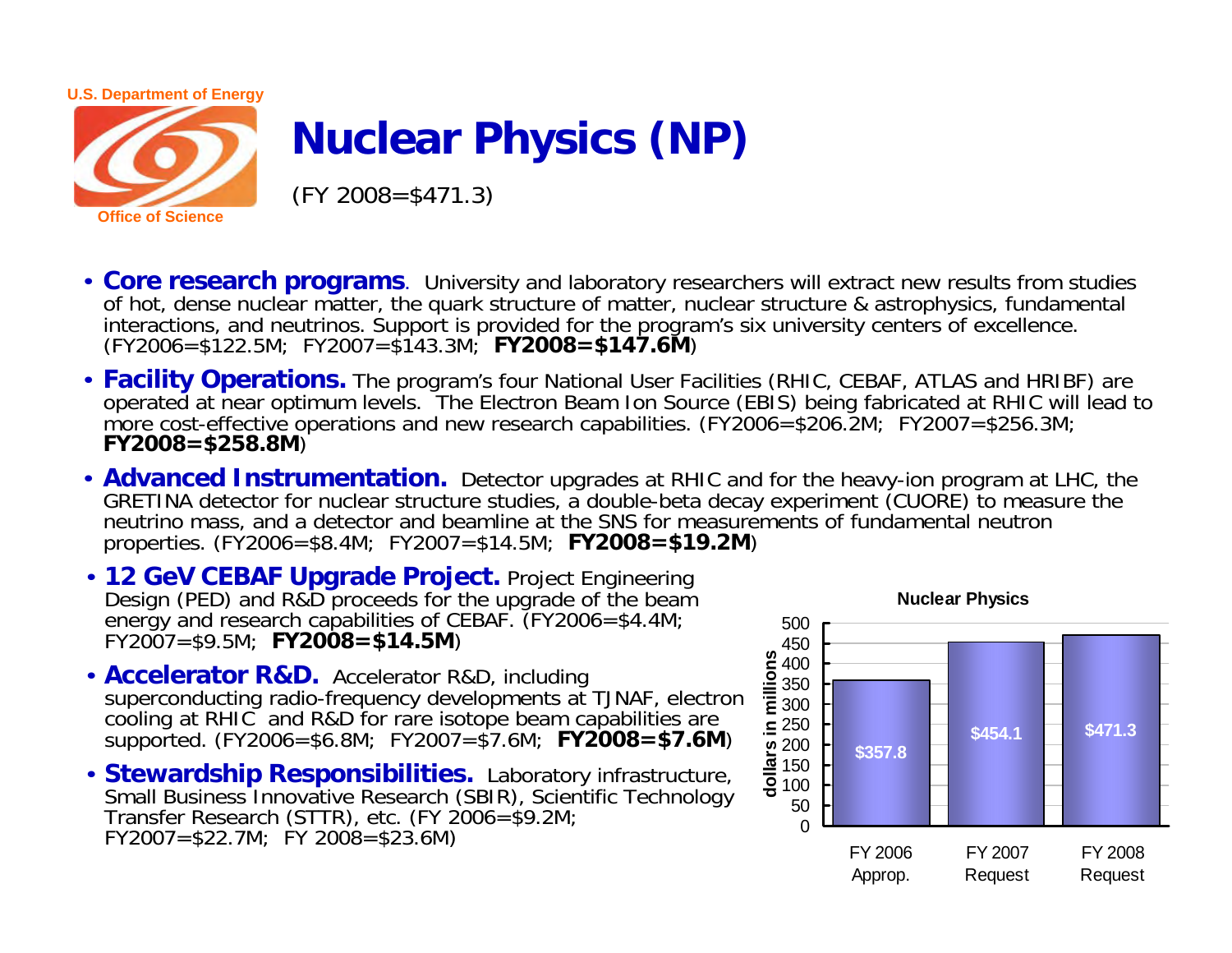U.S. Department of Energy

Office of Science

# Nuclear Physics (NP)

(FY 2008=$471.3)

- **Core research programs**. University and laboratory researchers will extract new results from studies of hot, dense nuclear matter, the quark structure of matter, nuclear structure & astrophysics, fundamental interactions, and neutrinos. Support is provided for the program's six university centers of excellence. (FY2006=$122.5M; FY2007=$143.3M; **FY2008=$147.6M**)
- **Facility Operations.** The program's four National User Facilities (RHIC, CEBAF, ATLAS and HRIBF) are operated at near optimum levels. The Electron Beam Ion Source (EBIS) being fabricated at RHIC will lead to more cost-effective operations and new research capabilities. (FY2006=$206.2M; FY2007=$256.3M; **FY2008=$258.8M**)
- **Advanced Instrumentation.** Detector upgrades at RHIC and for the heavy-ion program at LHC, the GRETINA detector for nuclear structure studies, a double-beta decay experiment (CUORE) to measure the neutrino mass, and a detector and beamline at the SNS for measurements of fundamental neutron properties. (FY2006=$8.4M; FY2007=$14.5M; **FY2008=$19.2M**)
- **12 GeV CEBAF Upgrade Project.** Project Engineering Design (PED) and R&D proceeds for the upgrade of the beam energy and research capabilities of CEBAF. (FY2006=$4.4M; FY2007=$9.5M; **FY2008=$14.5M**)
- **Accelerator R&D.** Accelerator R&D, including superconducting radio-frequency developments at TJNAF, electron cooling at RHIC and R&D for rare isotope beam capabilities are supported. (FY2006=$6.8M; FY2007=$7.6M; **FY2008=$7.6M**)
- **Stewardship Responsibilities.** Laboratory infrastructure, Small Business Innovative Research (SBIR), Scientific Technology Transfer Research (STTR), etc. (FY 2006=$9.2M; FY2007=$22.7M; FY 2008=$23.6M)

**Nuclear Physics** (dollars in millions)

| | FY 2006 Approp. | FY 2007 Request | FY 2008 Request |
|---|---|---|---|
| Nuclear Physics | $357.8 | $454.1 | $471.3 |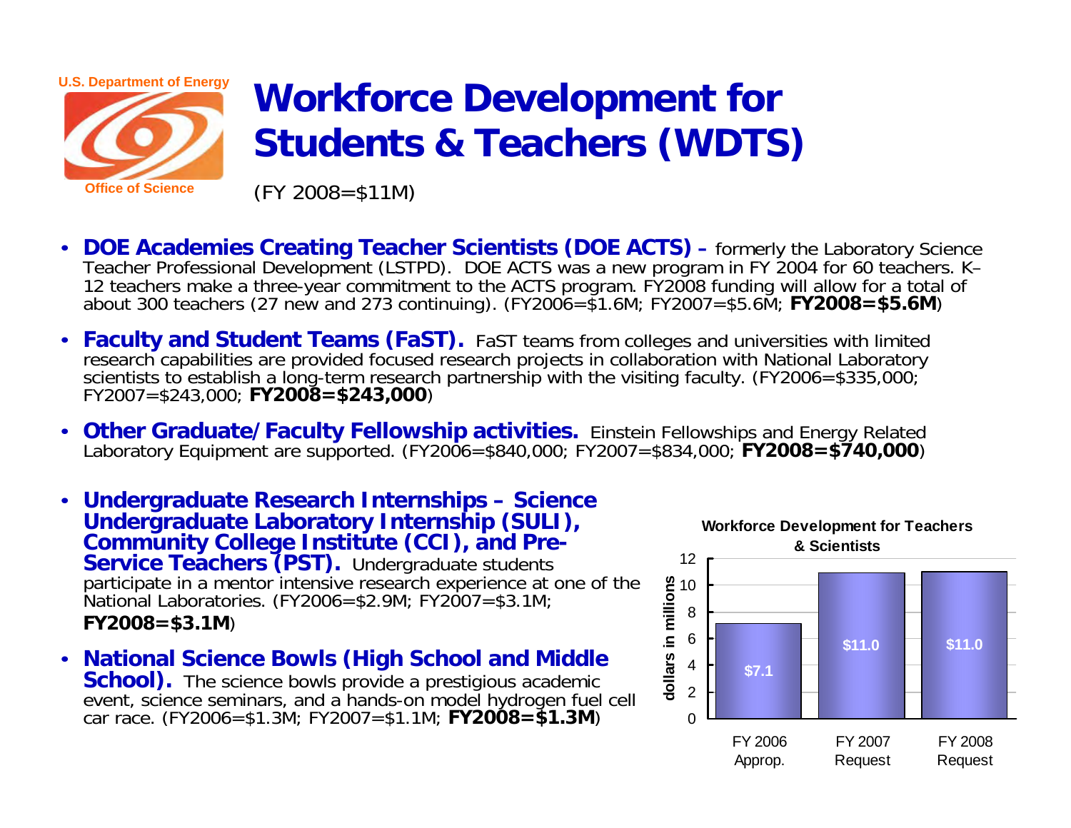U.S. Department of Energy

Office of Science

# Workforce Development for Students & Teachers (WDTS)

(FY 2008=$11M)

- **DOE Academies Creating Teacher Scientists (DOE ACTS) –** formerly the Laboratory Science Teacher Professional Development (LSTPD). DOE ACTS was a new program in FY 2004 for 60 teachers. K–12 teachers make a three-year commitment to the ACTS program. FY2008 funding will allow for a total of about 300 teachers (27 new and 273 continuing). (FY2006=$1.6M; FY2007=$5.6M; **FY2008=$5.6M**)
- **Faculty and Student Teams (FaST).** FaST teams from colleges and universities with limited research capabilities are provided focused research projects in collaboration with National Laboratory scientists to establish a long-term research partnership with the visiting faculty. (FY2006=$335,000; FY2007=$243,000; **FY2008=$243,000**)
- **Other Graduate/Faculty Fellowship activities.** Einstein Fellowships and Energy Related Laboratory Equipment are supported. (FY2006=$840,000; FY2007=$834,000; **FY2008=$740,000**)
- **Undergraduate Research Internships – Science Undergraduate Laboratory Internship (SULI), Community College Institute (CCI), and Pre-Service Teachers (PST).** Undergraduate students participate in a mentor intensive research experience at one of the National Laboratories. (FY2006=$2.9M; FY2007=$3.1M; **FY2008=$3.1M**)
- **National Science Bowls (High School and Middle School).** The science bowls provide a prestigious academic event, science seminars, and a hands-on model hydrogen fuel cell car race. (FY2006=$1.3M; FY2007=$1.1M; **FY2008=$1.3M**)

**Workforce Development for Teachers & Scientists**

| | FY 2006 Approp. | FY 2007 Request | FY 2008 Request |
|---|---|---|---|
| dollars in millions | $7.1 | $11.0 | $11.0 |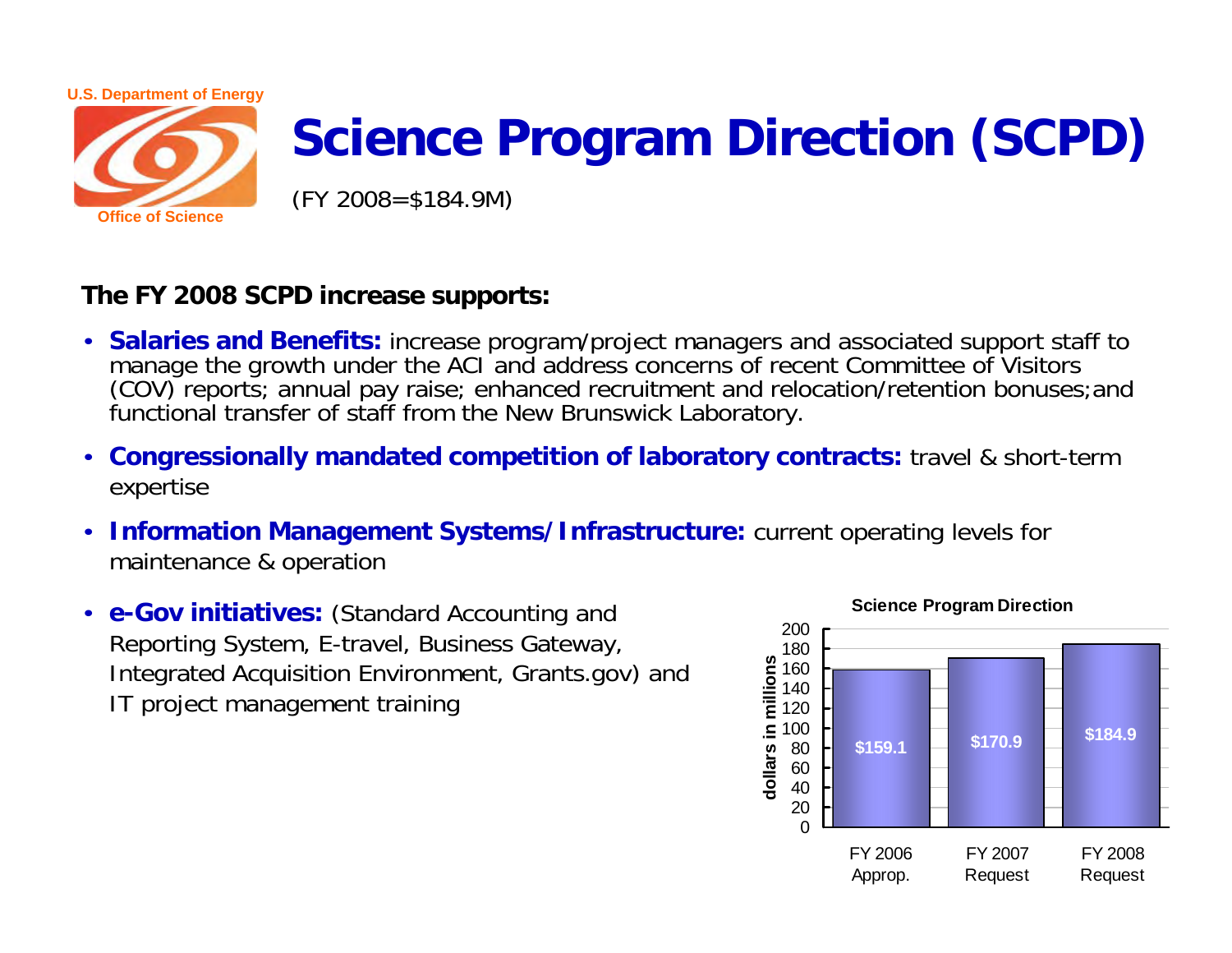U.S. Department of Energy

Office of Science

# Science Program Direction (SCPD)

(FY 2008=$184.9M)

**The FY 2008 SCPD increase supports:**

- **Salaries and Benefits:** increase program/project managers and associated support staff to manage the growth under the ACI and address concerns of recent Committee of Visitors (COV) reports; annual pay raise; enhanced recruitment and relocation/retention bonuses;and functional transfer of staff from the New Brunswick Laboratory.
- **Congressionally mandated competition of laboratory contracts:** travel & short-term expertise
- **Information Management Systems/Infrastructure:** current operating levels for maintenance & operation
- **e-Gov initiatives:** (Standard Accounting and Reporting System, E-travel, Business Gateway, Integrated Acquisition Environment, Grants.gov) and IT project management training

**Science Program Direction** (dollars in millions)

| FY 2006 Approp. | FY 2007 Request | FY 2008 Request |
|---|---|---|
| $159.1 | $170.9 | $184.9 |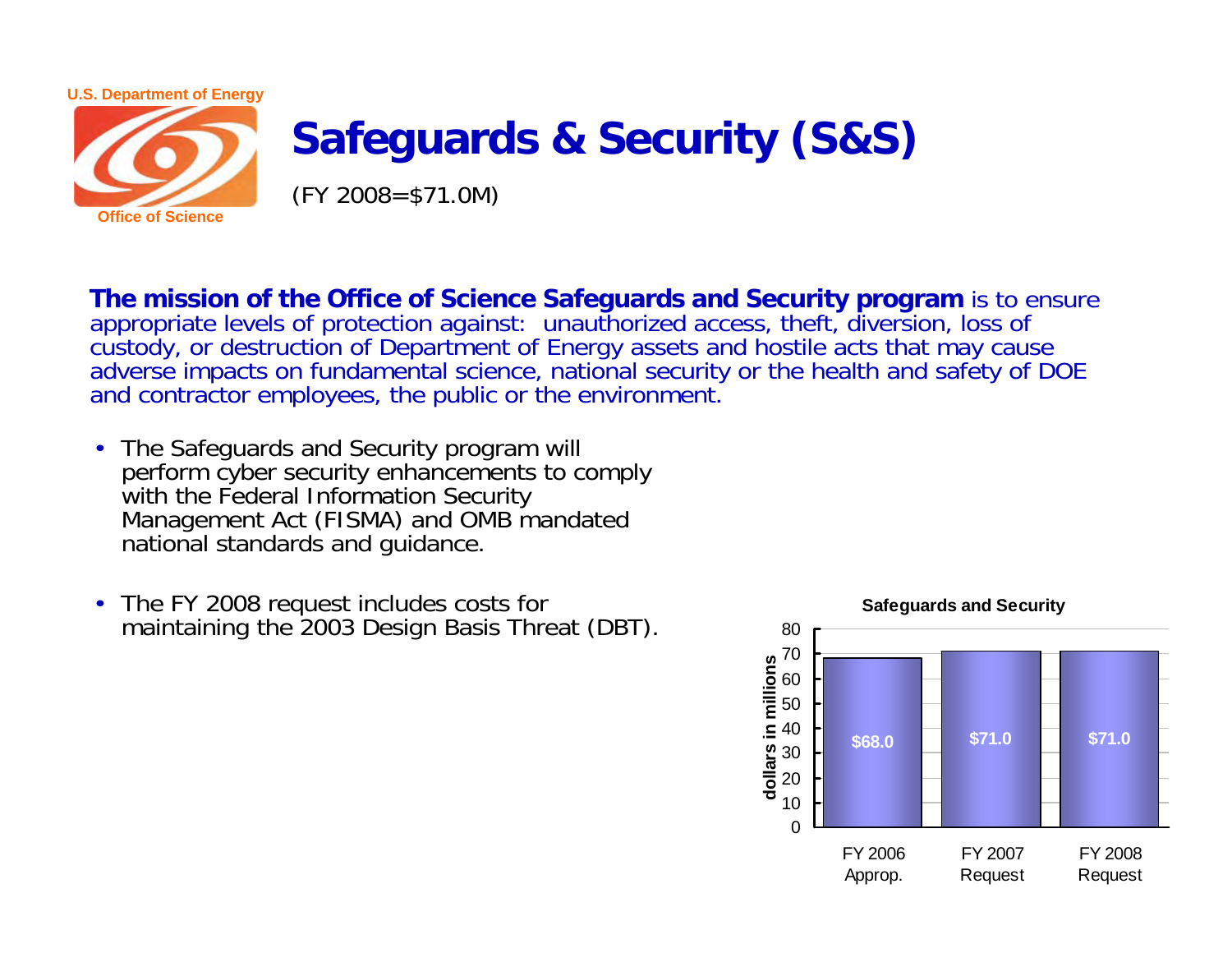U.S. Department of Energy

Office of Science

# Safeguards & Security (S&S)

(FY 2008=$71.0M)

**The mission of the Office of Science Safeguards and Security program** is to ensure appropriate levels of protection against: unauthorized access, theft, diversion, loss of custody, or destruction of Department of Energy assets and hostile acts that may cause adverse impacts on fundamental science, national security or the health and safety of DOE and contractor employees, the public or the environment.

- The Safeguards and Security program will perform cyber security enhancements to comply with the Federal Information Security Management Act (FISMA) and OMB mandated national standards and guidance.
- The FY 2008 request includes costs for maintaining the 2003 Design Basis Threat (DBT).

**Safeguards and Security**

| | FY 2006 Approp. | FY 2007 Request | FY 2008 Request |
|---|---|---|---|
| dollars in millions | $68.0 | $71.0 | $71.0 |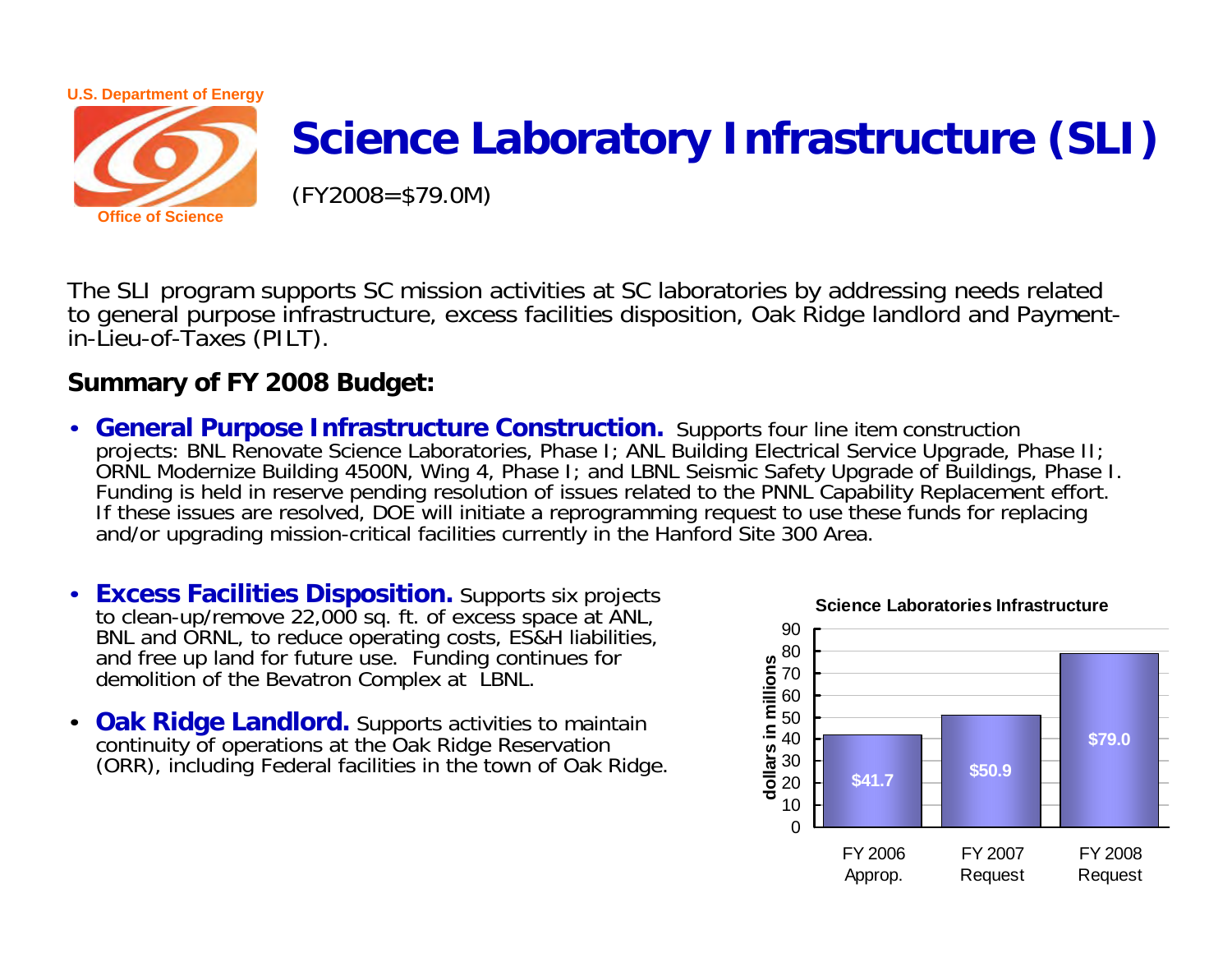U.S. Department of Energy

Office of Science

# Science Laboratory Infrastructure (SLI)

(FY2008=$79.0M)

The SLI program supports SC mission activities at SC laboratories by addressing needs related to general purpose infrastructure, excess facilities disposition, Oak Ridge landlord and Payment-in-Lieu-of-Taxes (PILT).

**Summary of FY 2008 Budget:**

- **General Purpose Infrastructure Construction.** Supports four line item construction projects: BNL Renovate Science Laboratories, Phase I; ANL Building Electrical Service Upgrade, Phase II; ORNL Modernize Building 4500N, Wing 4, Phase I; and LBNL Seismic Safety Upgrade of Buildings, Phase I. Funding is held in reserve pending resolution of issues related to the PNNL Capability Replacement effort. If these issues are resolved, DOE will initiate a reprogramming request to use these funds for replacing and/or upgrading mission-critical facilities currently in the Hanford Site 300 Area.

- **Excess Facilities Disposition.** Supports six projects to clean-up/remove 22,000 sq. ft. of excess space at ANL, BNL and ORNL, to reduce operating costs, ES&H liabilities, and free up land for future use. Funding continues for demolition of the Bevatron Complex at LBNL.

- **Oak Ridge Landlord.** Supports activities to maintain continuity of operations at the Oak Ridge Reservation (ORR), including Federal facilities in the town of Oak Ridge.

**Science Laboratories Infrastructure**

| | FY 2006 Approp. | FY 2007 Request | FY 2008 Request |
|---|---|---|---|
| dollars in millions | $41.7 | $50.9 | $79.0 |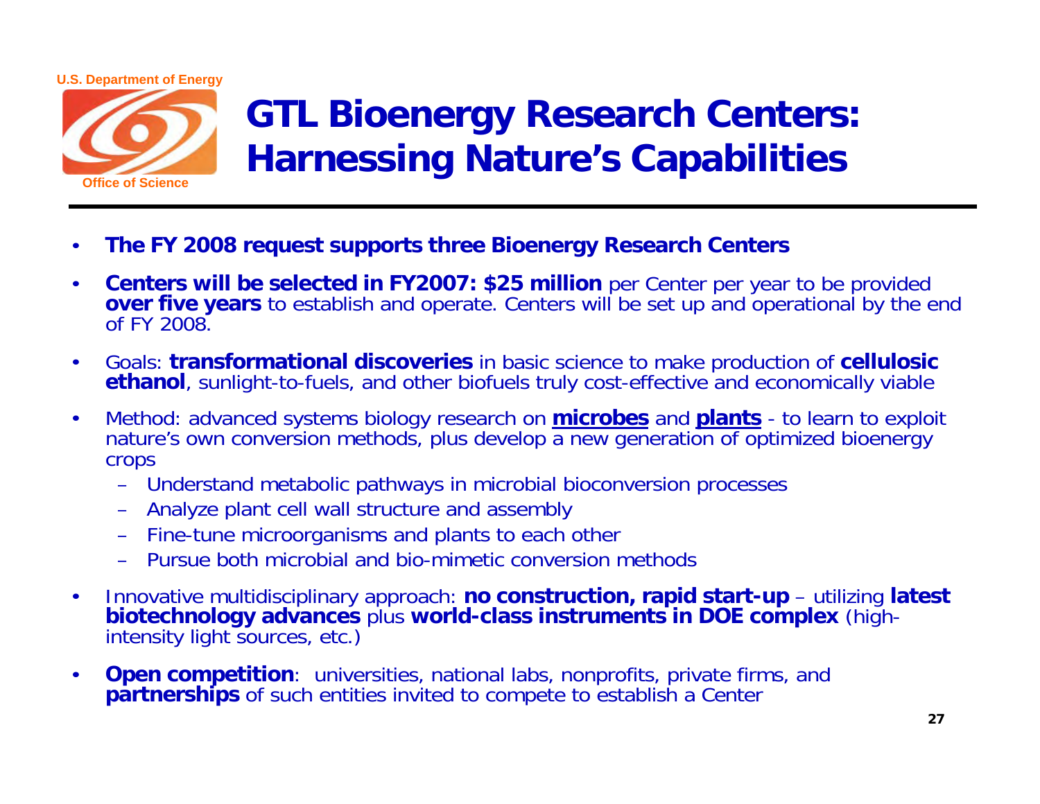# GTL Bioenergy Research Centers: Harnessing Nature's Capabilities

- **The FY 2008 request supports three Bioenergy Research Centers**
- **Centers will be selected in FY2007: $25 million** per Center per year to be provided **over five years** to establish and operate. Centers will be set up and operational by the end of FY 2008.
- Goals: **transformational discoveries** in basic science to make production of **cellulosic ethanol**, sunlight-to-fuels, and other biofuels truly cost-effective and economically viable
- Method: advanced systems biology research on **microbes** and **plants** - to learn to exploit nature's own conversion methods, plus develop a new generation of optimized bioenergy crops
  - Understand metabolic pathways in microbial bioconversion processes
  - Analyze plant cell wall structure and assembly
  - Fine-tune microorganisms and plants to each other
  - Pursue both microbial and bio-mimetic conversion methods
- Innovative multidisciplinary approach: **no construction, rapid start-up** – utilizing **latest biotechnology advances** plus **world-class instruments in DOE complex** (high-intensity light sources, etc.)
- **Open competition**: universities, national labs, nonprofits, private firms, and **partnerships** of such entities invited to compete to establish a Center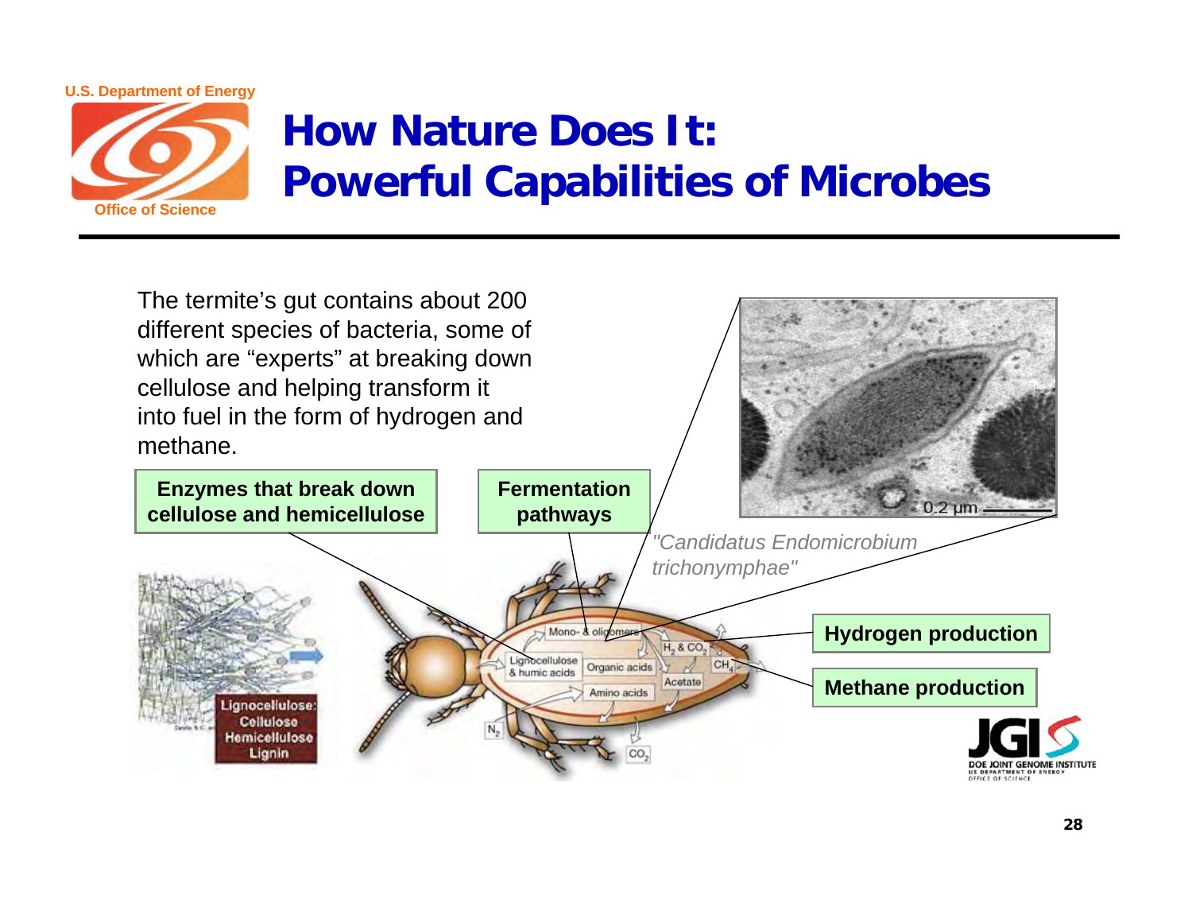# How Nature Does It: Powerful Capabilities of Microbes

The termite's gut contains about 200 different species of bacteria, some of which are "experts" at breaking down cellulose and helping transform it into fuel in the form of hydrogen and methane.

**Enzymes that break down cellulose and hemicellulose**

**Fermentation pathways**

*"Candidatus Endomicrobium trichonymphae"*

**Hydrogen production**

**Methane production**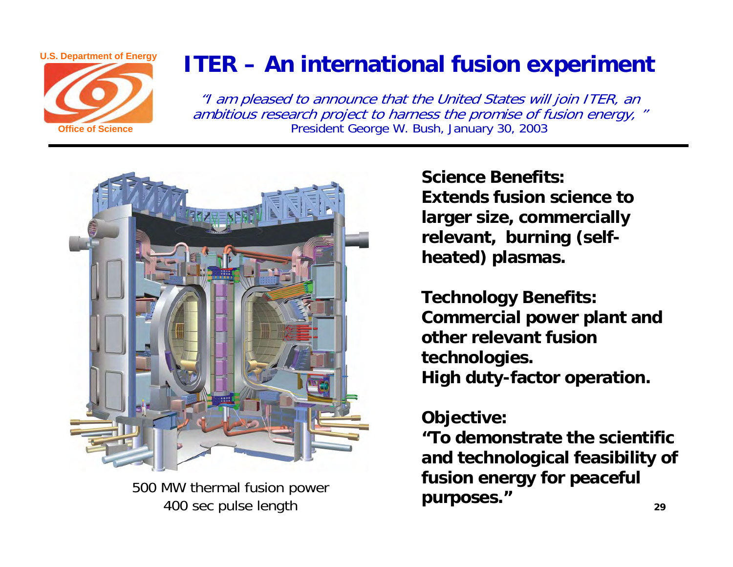# ITER – An international fusion experiment

*"I am pleased to announce that the United States will join ITER, an ambitious research project to harness the promise of fusion energy, "*
President George W. Bush, January 30, 2003

500 MW thermal fusion power
400 sec pulse length

**Science Benefits:**
**Extends fusion science to larger size, commercially relevant, burning (self-heated) plasmas.**

**Technology Benefits:**
**Commercial power plant and other relevant fusion technologies.**
**High duty-factor operation.**

**Objective:**
**"To demonstrate the scientific and technological feasibility of fusion energy for peaceful purposes."**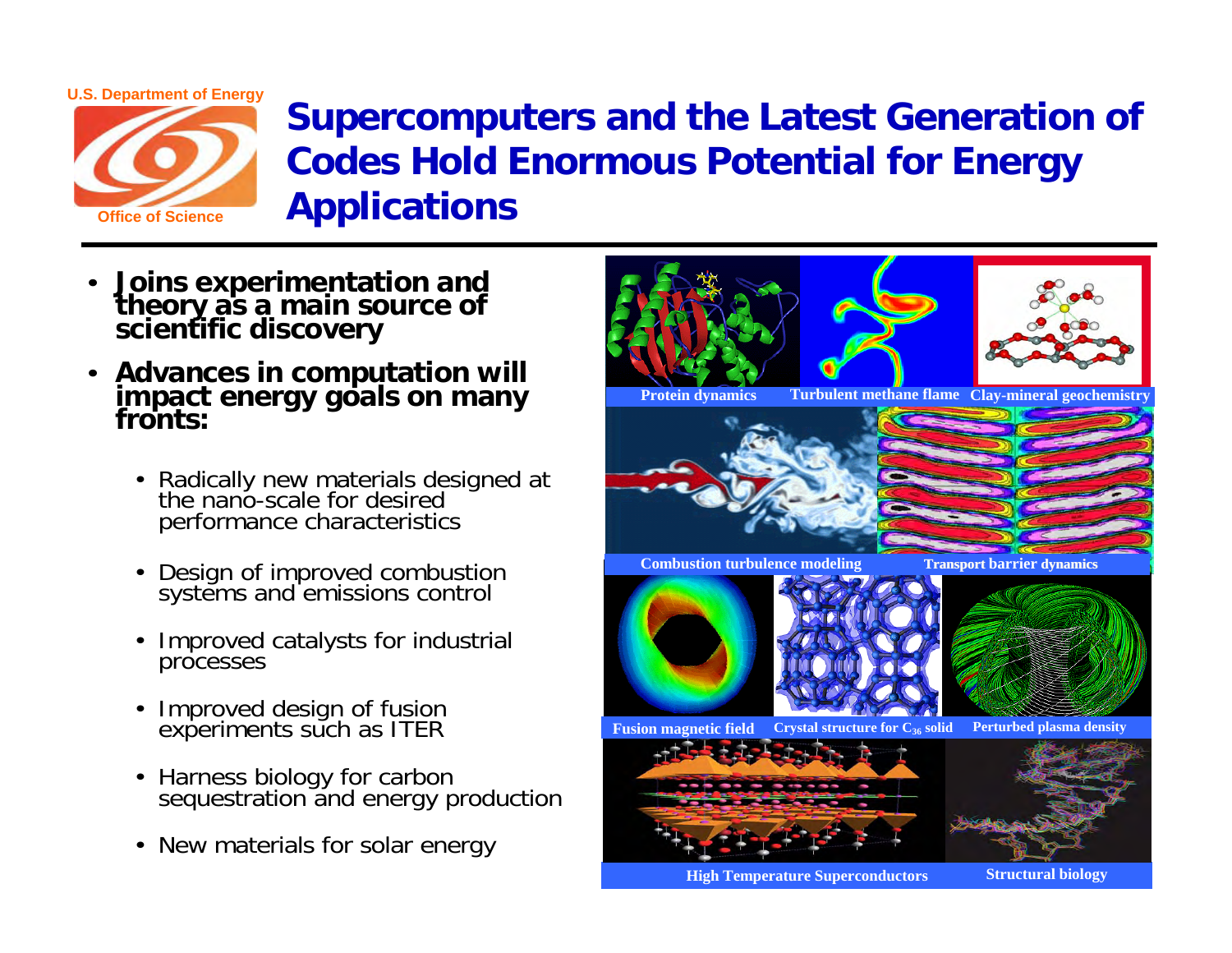# Supercomputers and the Latest Generation of Codes Hold Enormous Potential for Energy Applications

- **Joins experimentation and theory as a main source of scientific discovery**
- **Advances in computation will impact energy goals on many fronts:**
  - Radically new materials designed at the nano-scale for desired performance characteristics
  - Design of improved combustion systems and emissions control
  - Improved catalysts for industrial processes
  - Improved design of fusion experiments such as ITER
  - Harness biology for carbon sequestration and energy production
  - New materials for solar energy

Protein dynamics | Turbulent methane flame | Clay-mineral geochemistry

Combustion turbulence modeling | Transport barrier dynamics

Fusion magnetic field | Crystal structure for $C_{36}$ solid | Perturbed plasma density

High Temperature Superconductors | Structural biology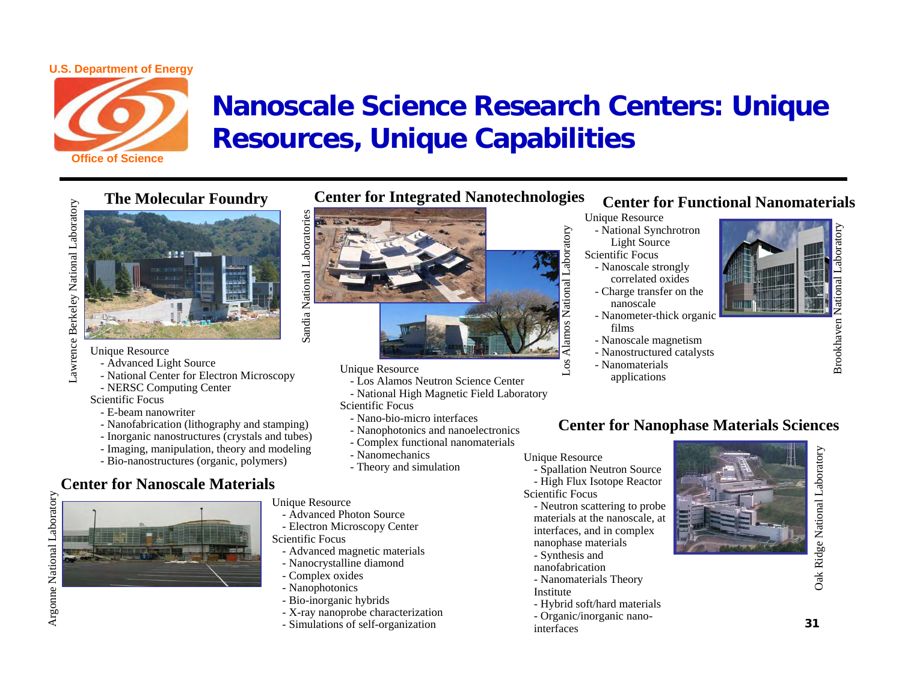U.S. Department of Energy

Office of Science

# Nanoscale Science Research Centers: Unique Resources, Unique Capabilities

## The Molecular Foundry

Lawrence Berkeley National Laboratory

Unique Resource
- Advanced Light Source
- National Center for Electron Microscopy
- NERSC Computing Center

Scientific Focus
- E-beam nanowriter
- Nanofabrication (lithography and stamping)
- Inorganic nanostructures (crystals and tubes)
- Imaging, manipulation, theory and modeling
- Bio-nanostructures (organic, polymers)

## Center for Integrated Nanotechnologies

Sandia National Laboratories / Los Alamos National Laboratory

Unique Resource
- Los Alamos Neutron Science Center
- National High Magnetic Field Laboratory

Scientific Focus
- Nano-bio-micro interfaces
- Nanophotonics and nanoelectronics
- Complex functional nanomaterials
- Nanomechanics
- Theory and simulation

## Center for Functional Nanomaterials

Brookhaven National Laboratory

Unique Resource
- National Synchrotron Light Source

Scientific Focus
- Nanoscale strongly correlated oxides
- Charge transfer on the nanoscale
- Nanometer-thick organic films
- Nanoscale magnetism
- Nanostructured catalysts
- Nanomaterials applications

## Center for Nanoscale Materials

Argonne National Laboratory

Unique Resource
- Advanced Photon Source
- Electron Microscopy Center

Scientific Focus
- Advanced magnetic materials
- Nanocrystalline diamond
- Complex oxides
- Nanophotonics
- Bio-inorganic hybrids
- X-ray nanoprobe characterization
- Simulations of self-organization

## Center for Nanophase Materials Sciences

Oak Ridge National Laboratory

Unique Resource
- Spallation Neutron Source
- High Flux Isotope Reactor

Scientific Focus
- Neutron scattering to probe materials at the nanoscale, at interfaces, and in complex nanophase materials
- Synthesis and nanofabrication
- Nanomaterials Theory Institute
- Hybrid soft/hard materials
- Organic/inorganic nano-interfaces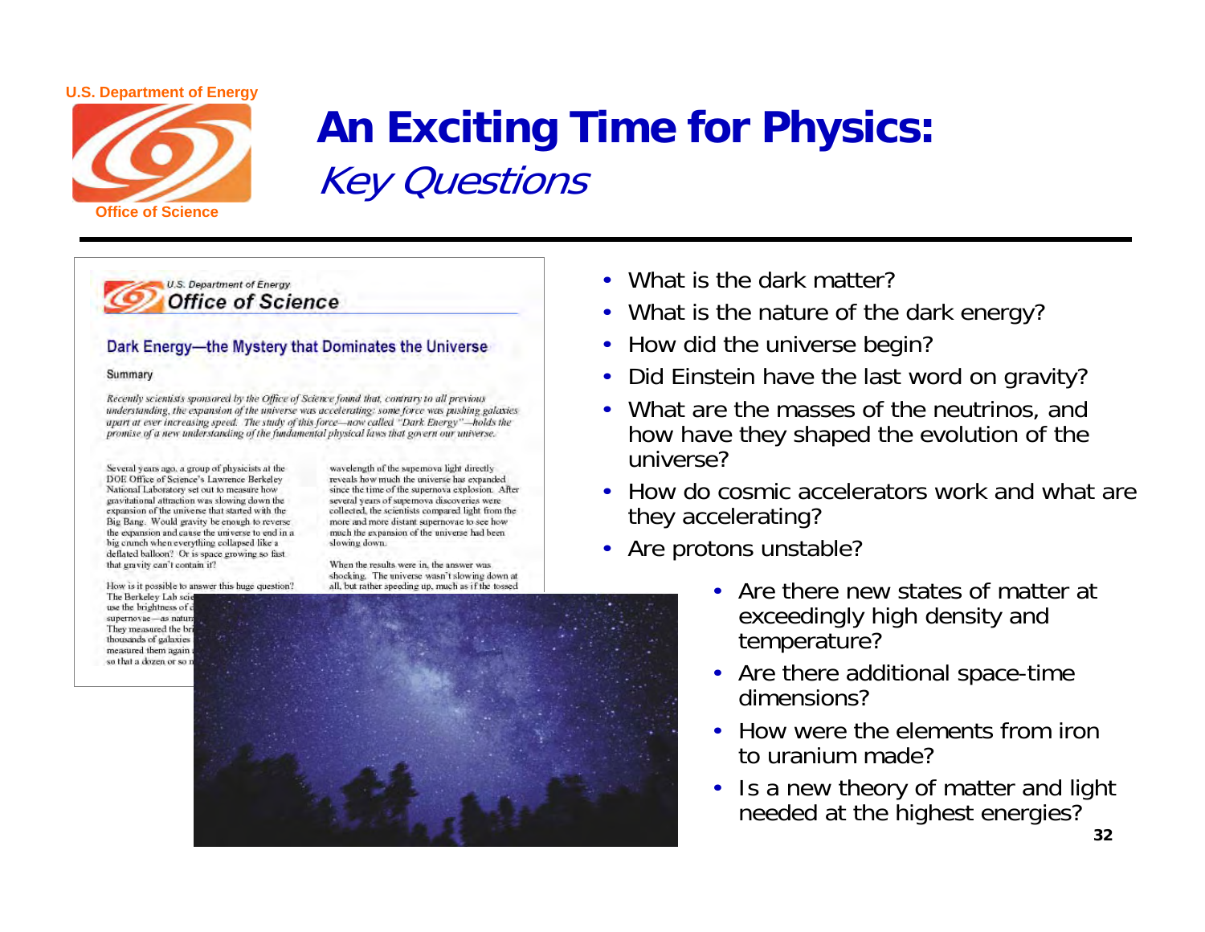# An Exciting Time for Physics:

*Key Questions*

- What is the dark matter?
- What is the nature of the dark energy?
- How did the universe begin?
- Did Einstein have the last word on gravity?
- What are the masses of the neutrinos, and how have they shaped the evolution of the universe?
- How do cosmic accelerators work and what are they accelerating?
- Are protons unstable?
- Are there new states of matter at exceedingly high density and temperature?
- Are there additional space-time dimensions?
- How were the elements from iron to uranium made?
- Is a new theory of matter and light needed at the highest energies?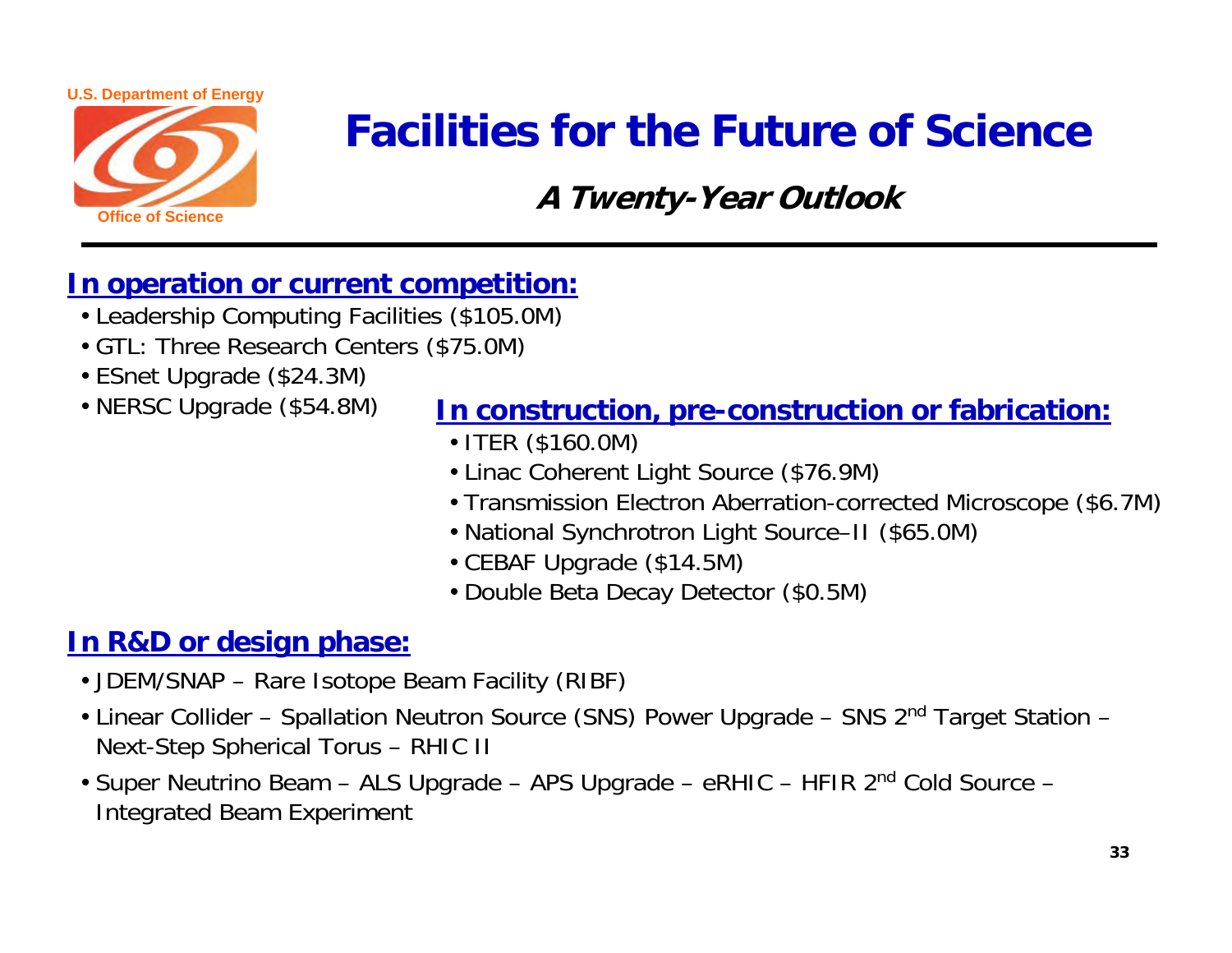U.S. Department of Energy

Office of Science

# Facilities for the Future of Science

## A Twenty-Year Outlook

### In operation or current competition:

- Leadership Computing Facilities ($105.0M)
- GTL: Three Research Centers ($75.0M)
- ESnet Upgrade ($24.3M)
- NERSC Upgrade ($54.8M)

### In construction, pre-construction or fabrication:

- ITER ($160.0M)
- Linac Coherent Light Source ($76.9M)
- Transmission Electron Aberration-corrected Microscope ($6.7M)
- National Synchrotron Light Source–II ($65.0M)
- CEBAF Upgrade ($14.5M)
- Double Beta Decay Detector ($0.5M)

### In R&D or design phase:

- JDEM/SNAP – Rare Isotope Beam Facility (RIBF)
- Linear Collider – Spallation Neutron Source (SNS) Power Upgrade – SNS 2nd Target Station – Next-Step Spherical Torus – RHIC II
- Super Neutrino Beam – ALS Upgrade – APS Upgrade – eRHIC – HFIR 2nd Cold Source – Integrated Beam Experiment